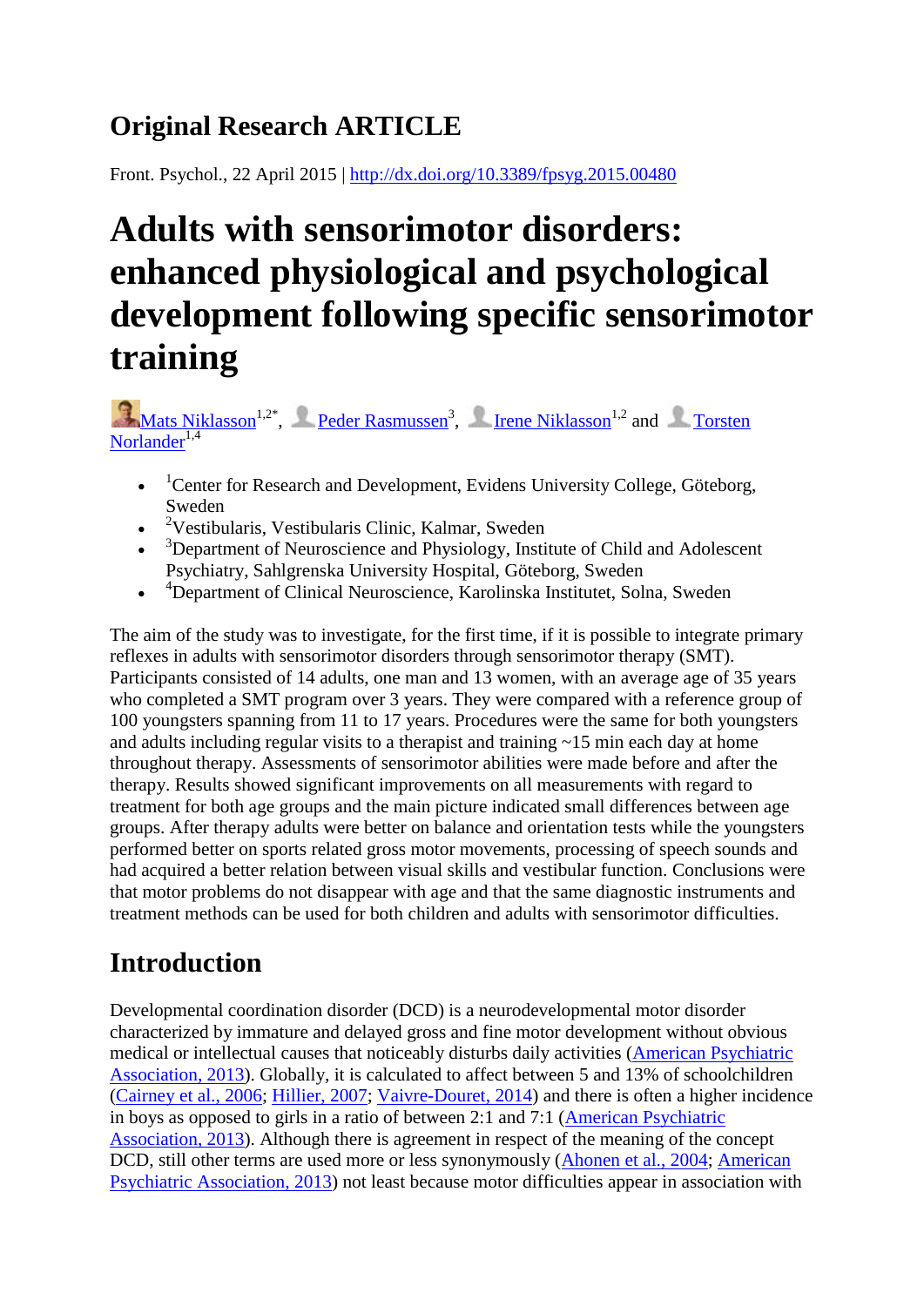## Original Research ARTICLE

Front. Psychol., 22 April 2015 | http://dx.doi.org/10.3389/fpsyg.2015.00480

# Adults with sensorimotor disorders: enhanced physiological and psychological development following specific sensorimotor training

Mats Niklasson[1,2*], Peder Rasmussen[3], Irene Niklasson[1,2] and Torsten Norlander[1,4]

- [1]Center for Research and Development, Evidens University College, Göteborg, Sweden
- [2]Vestibularis, Vestibularis Clinic, Kalmar, Sweden
- [3]Department of Neuroscience and Physiology, Institute of Child and Adolescent Psychiatry, Sahlgrenska University Hospital, Göteborg, Sweden
- [4]Department of Clinical Neuroscience, Karolinska Institutet, Solna, Sweden

The aim of the study was to investigate, for the first time, if it is possible to integrate primary reflexes in adults with sensorimotor disorders through sensorimotor therapy (SMT). Participants consisted of 14 adults, one man and 13 women, with an average age of 35 years who completed a SMT program over 3 years. They were compared with a reference group of 100 youngsters spanning from 11 to 17 years. Procedures were the same for both youngsters and adults including regular visits to a therapist and training ~15 min each day at home throughout therapy. Assessments of sensorimotor abilities were made before and after the therapy. Results showed significant improvements on all measurements with regard to treatment for both age groups and the main picture indicated small differences between age groups. After therapy adults were better on balance and orientation tests while the youngsters performed better on sports related gross motor movements, processing of speech sounds and had acquired a better relation between visual skills and vestibular function. Conclusions were that motor problems do not disappear with age and that the same diagnostic instruments and treatment methods can be used for both children and adults with sensorimotor difficulties.

## Introduction

Developmental coordination disorder (DCD) is a neurodevelopmental motor disorder characterized by immature and delayed gross and fine motor development without obvious medical or intellectual causes that noticeably disturbs daily activities (American Psychiatric Association, 2013). Globally, it is calculated to affect between 5 and 13% of schoolchildren (Cairney et al., 2006; Hillier, 2007; Vaivre-Douret, 2014) and there is often a higher incidence in boys as opposed to girls in a ratio of between 2:1 and 7:1 (American Psychiatric Association, 2013). Although there is agreement in respect of the meaning of the concept DCD, still other terms are used more or less synonymously (Ahonen et al., 2004; American Psychiatric Association, 2013) not least because motor difficulties appear in association with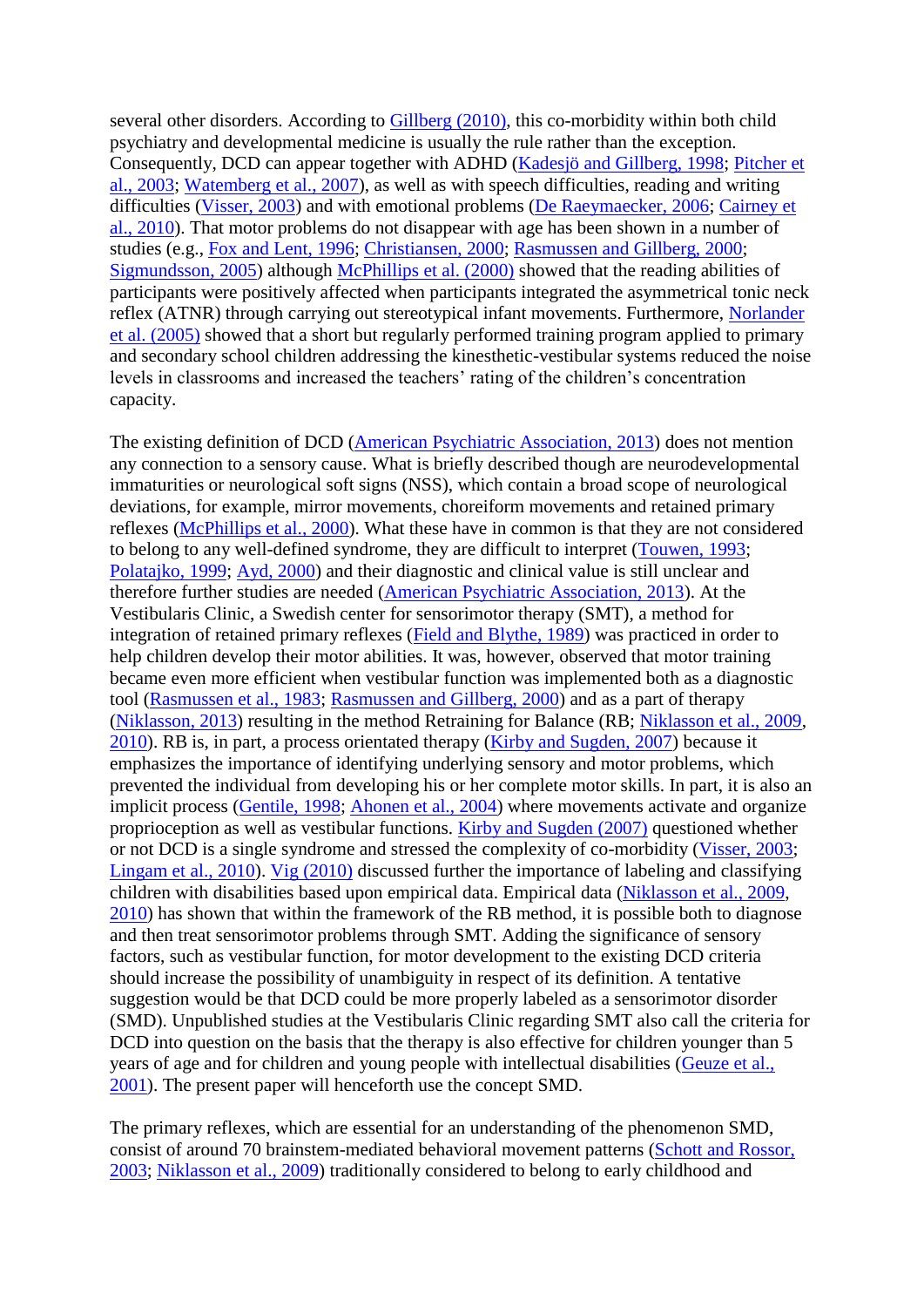several other disorders. According to Gillberg (2010), this co-morbidity within both child psychiatry and developmental medicine is usually the rule rather than the exception. Consequently, DCD can appear together with ADHD (Kadesjö and Gillberg, 1998; Pitcher et al., 2003; Watemberg et al., 2007), as well as with speech difficulties, reading and writing difficulties (Visser, 2003) and with emotional problems (De Raeymaecker, 2006; Cairney et al., 2010). That motor problems do not disappear with age has been shown in a number of studies (e.g., Fox and Lent, 1996; Christiansen, 2000; Rasmussen and Gillberg, 2000; Sigmundsson, 2005) although McPhillips et al. (2000) showed that the reading abilities of participants were positively affected when participants integrated the asymmetrical tonic neck reflex (ATNR) through carrying out stereotypical infant movements. Furthermore, Norlander et al. (2005) showed that a short but regularly performed training program applied to primary and secondary school children addressing the kinesthetic-vestibular systems reduced the noise levels in classrooms and increased the teachers' rating of the children's concentration capacity.

The existing definition of DCD (American Psychiatric Association, 2013) does not mention any connection to a sensory cause. What is briefly described though are neurodevelopmental immaturities or neurological soft signs (NSS), which contain a broad scope of neurological deviations, for example, mirror movements, choreiform movements and retained primary reflexes (McPhillips et al., 2000). What these have in common is that they are not considered to belong to any well-defined syndrome, they are difficult to interpret (Touwen, 1993; Polatajko, 1999; Ayd, 2000) and their diagnostic and clinical value is still unclear and therefore further studies are needed (American Psychiatric Association, 2013). At the Vestibularis Clinic, a Swedish center for sensorimotor therapy (SMT), a method for integration of retained primary reflexes (Field and Blythe, 1989) was practiced in order to help children develop their motor abilities. It was, however, observed that motor training became even more efficient when vestibular function was implemented both as a diagnostic tool (Rasmussen et al., 1983; Rasmussen and Gillberg, 2000) and as a part of therapy (Niklasson, 2013) resulting in the method Retraining for Balance (RB; Niklasson et al., 2009, 2010). RB is, in part, a process orientated therapy (Kirby and Sugden, 2007) because it emphasizes the importance of identifying underlying sensory and motor problems, which prevented the individual from developing his or her complete motor skills. In part, it is also an implicit process (Gentile, 1998; Ahonen et al., 2004) where movements activate and organize proprioception as well as vestibular functions. Kirby and Sugden (2007) questioned whether or not DCD is a single syndrome and stressed the complexity of co-morbidity (Visser, 2003; Lingam et al., 2010). Vig (2010) discussed further the importance of labeling and classifying children with disabilities based upon empirical data. Empirical data (Niklasson et al., 2009, 2010) has shown that within the framework of the RB method, it is possible both to diagnose and then treat sensorimotor problems through SMT. Adding the significance of sensory factors, such as vestibular function, for motor development to the existing DCD criteria should increase the possibility of unambiguity in respect of its definition. A tentative suggestion would be that DCD could be more properly labeled as a sensorimotor disorder (SMD). Unpublished studies at the Vestibularis Clinic regarding SMT also call the criteria for DCD into question on the basis that the therapy is also effective for children younger than 5 years of age and for children and young people with intellectual disabilities (Geuze et al., 2001). The present paper will henceforth use the concept SMD.

The primary reflexes, which are essential for an understanding of the phenomenon SMD, consist of around 70 brainstem-mediated behavioral movement patterns (Schott and Rossor, 2003; Niklasson et al., 2009) traditionally considered to belong to early childhood and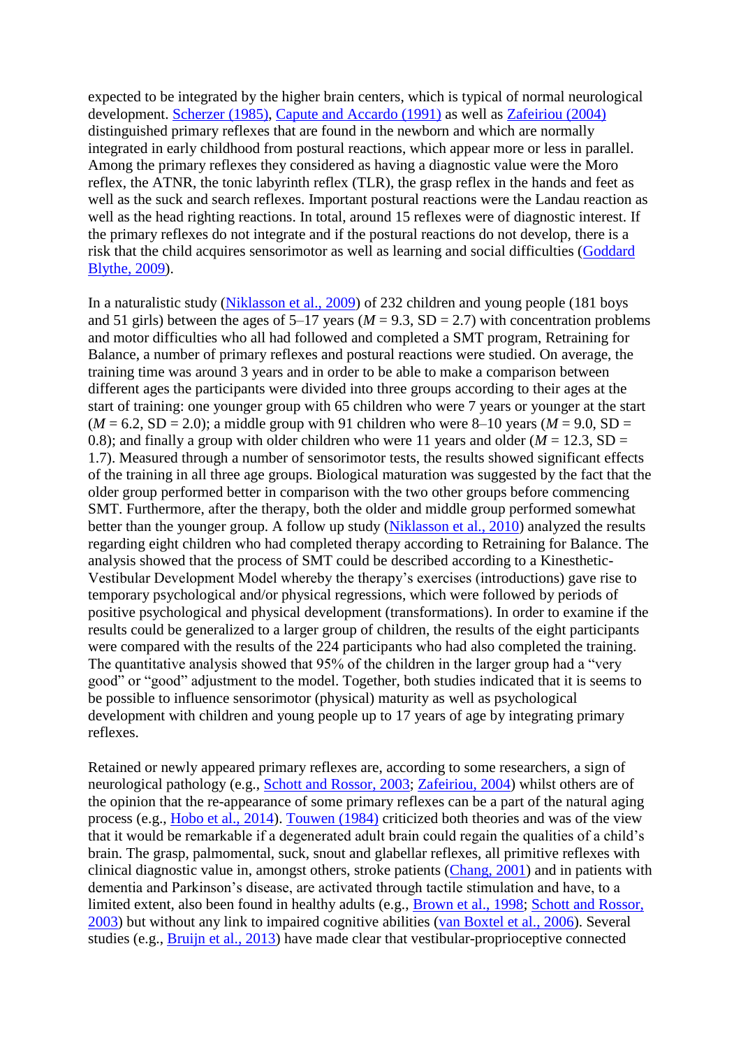expected to be integrated by the higher brain centers, which is typical of normal neurological development. Scherzer (1985), Capute and Accardo (1991) as well as Zafeiriou (2004) distinguished primary reflexes that are found in the newborn and which are normally integrated in early childhood from postural reactions, which appear more or less in parallel. Among the primary reflexes they considered as having a diagnostic value were the Moro reflex, the ATNR, the tonic labyrinth reflex (TLR), the grasp reflex in the hands and feet as well as the suck and search reflexes. Important postural reactions were the Landau reaction as well as the head righting reactions. In total, around 15 reflexes were of diagnostic interest. If the primary reflexes do not integrate and if the postural reactions do not develop, there is a risk that the child acquires sensorimotor as well as learning and social difficulties (Goddard Blythe, 2009).

In a naturalistic study (Niklasson et al., 2009) of 232 children and young people (181 boys and 51 girls) between the ages of 5–17 years (*M* = 9.3, SD = 2.7) with concentration problems and motor difficulties who all had followed and completed a SMT program, Retraining for Balance, a number of primary reflexes and postural reactions were studied. On average, the training time was around 3 years and in order to be able to make a comparison between different ages the participants were divided into three groups according to their ages at the start of training: one younger group with 65 children who were 7 years or younger at the start (*M* = 6.2, SD = 2.0); a middle group with 91 children who were 8–10 years (*M* = 9.0, SD = 0.8); and finally a group with older children who were 11 years and older (*M* = 12.3, SD = 1.7). Measured through a number of sensorimotor tests, the results showed significant effects of the training in all three age groups. Biological maturation was suggested by the fact that the older group performed better in comparison with the two other groups before commencing SMT. Furthermore, after the therapy, both the older and middle group performed somewhat better than the younger group. A follow up study (Niklasson et al., 2010) analyzed the results regarding eight children who had completed therapy according to Retraining for Balance. The analysis showed that the process of SMT could be described according to a Kinesthetic-Vestibular Development Model whereby the therapy's exercises (introductions) gave rise to temporary psychological and/or physical regressions, which were followed by periods of positive psychological and physical development (transformations). In order to examine if the results could be generalized to a larger group of children, the results of the eight participants were compared with the results of the 224 participants who had also completed the training. The quantitative analysis showed that 95% of the children in the larger group had a "very good" or "good" adjustment to the model. Together, both studies indicated that it is seems to be possible to influence sensorimotor (physical) maturity as well as psychological development with children and young people up to 17 years of age by integrating primary reflexes.

Retained or newly appeared primary reflexes are, according to some researchers, a sign of neurological pathology (e.g., Schott and Rossor, 2003; Zafeiriou, 2004) whilst others are of the opinion that the re-appearance of some primary reflexes can be a part of the natural aging process (e.g., Hobo et al., 2014). Touwen (1984) criticized both theories and was of the view that it would be remarkable if a degenerated adult brain could regain the qualities of a child's brain. The grasp, palmomental, suck, snout and glabellar reflexes, all primitive reflexes with clinical diagnostic value in, amongst others, stroke patients (Chang, 2001) and in patients with dementia and Parkinson's disease, are activated through tactile stimulation and have, to a limited extent, also been found in healthy adults (e.g., Brown et al., 1998; Schott and Rossor, 2003) but without any link to impaired cognitive abilities (van Boxtel et al., 2006). Several studies (e.g., Bruijn et al., 2013) have made clear that vestibular-proprioceptive connected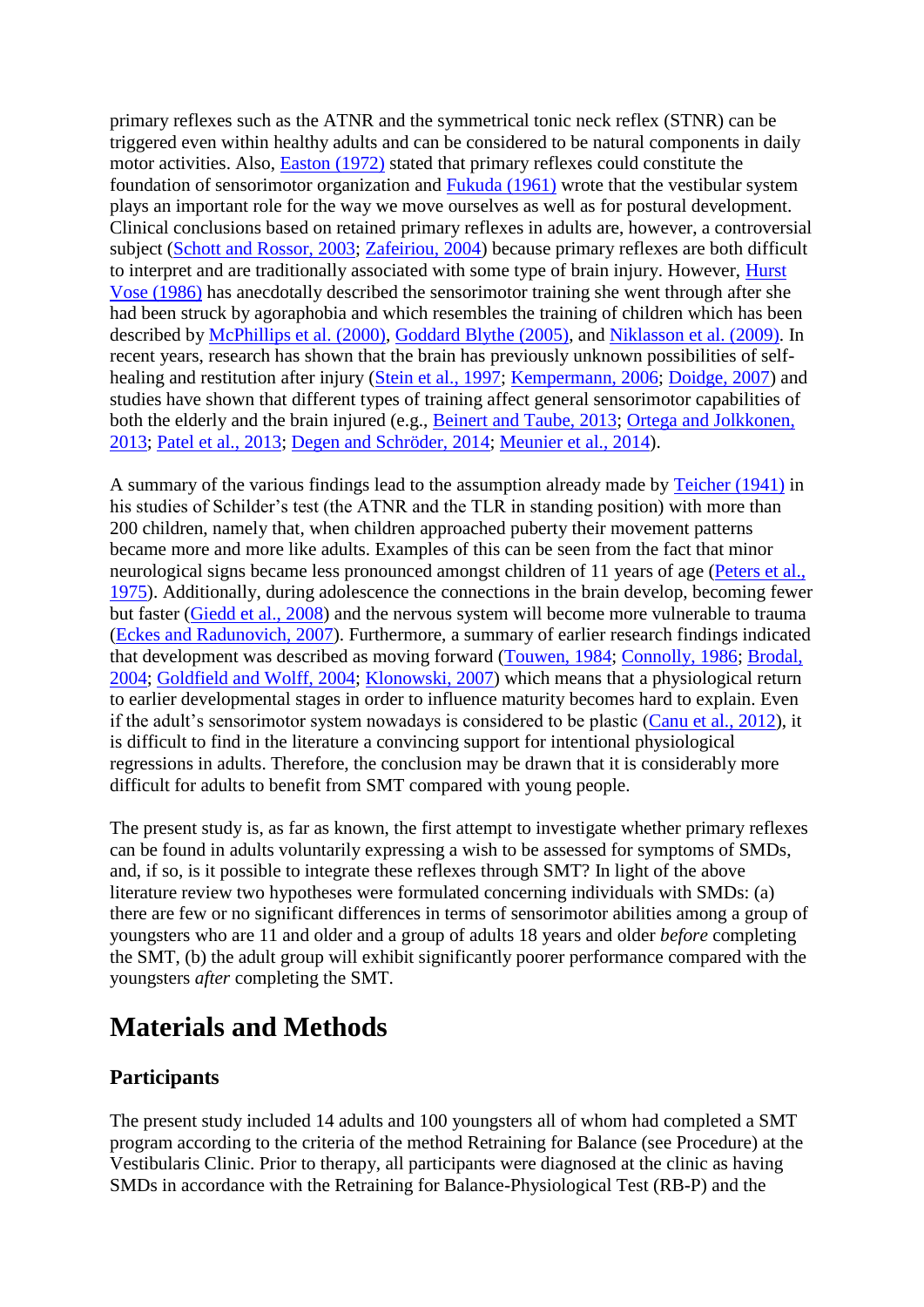primary reflexes such as the ATNR and the symmetrical tonic neck reflex (STNR) can be triggered even within healthy adults and can be considered to be natural components in daily motor activities. Also, Easton (1972) stated that primary reflexes could constitute the foundation of sensorimotor organization and Fukuda (1961) wrote that the vestibular system plays an important role for the way we move ourselves as well as for postural development. Clinical conclusions based on retained primary reflexes in adults are, however, a controversial subject (Schott and Rossor, 2003; Zafeiriou, 2004) because primary reflexes are both difficult to interpret and are traditionally associated with some type of brain injury. However, Hurst Vose (1986) has anecdotally described the sensorimotor training she went through after she had been struck by agoraphobia and which resembles the training of children which has been described by McPhillips et al. (2000), Goddard Blythe (2005), and Niklasson et al. (2009). In recent years, research has shown that the brain has previously unknown possibilities of self-healing and restitution after injury (Stein et al., 1997; Kempermann, 2006; Doidge, 2007) and studies have shown that different types of training affect general sensorimotor capabilities of both the elderly and the brain injured (e.g., Beinert and Taube, 2013; Ortega and Jolkkonen, 2013; Patel et al., 2013; Degen and Schröder, 2014; Meunier et al., 2014).

A summary of the various findings lead to the assumption already made by Teicher (1941) in his studies of Schilder's test (the ATNR and the TLR in standing position) with more than 200 children, namely that, when children approached puberty their movement patterns became more and more like adults. Examples of this can be seen from the fact that minor neurological signs became less pronounced amongst children of 11 years of age (Peters et al., 1975). Additionally, during adolescence the connections in the brain develop, becoming fewer but faster (Giedd et al., 2008) and the nervous system will become more vulnerable to trauma (Eckes and Radunovich, 2007). Furthermore, a summary of earlier research findings indicated that development was described as moving forward (Touwen, 1984; Connolly, 1986; Brodal, 2004; Goldfield and Wolff, 2004; Klonowski, 2007) which means that a physiological return to earlier developmental stages in order to influence maturity becomes hard to explain. Even if the adult's sensorimotor system nowadays is considered to be plastic (Canu et al., 2012), it is difficult to find in the literature a convincing support for intentional physiological regressions in adults. Therefore, the conclusion may be drawn that it is considerably more difficult for adults to benefit from SMT compared with young people.

The present study is, as far as known, the first attempt to investigate whether primary reflexes can be found in adults voluntarily expressing a wish to be assessed for symptoms of SMDs, and, if so, is it possible to integrate these reflexes through SMT? In light of the above literature review two hypotheses were formulated concerning individuals with SMDs: (a) there are few or no significant differences in terms of sensorimotor abilities among a group of youngsters who are 11 and older and a group of adults 18 years and older *before* completing the SMT, (b) the adult group will exhibit significantly poorer performance compared with the youngsters *after* completing the SMT.

# Materials and Methods

## Participants

The present study included 14 adults and 100 youngsters all of whom had completed a SMT program according to the criteria of the method Retraining for Balance (see Procedure) at the Vestibularis Clinic. Prior to therapy, all participants were diagnosed at the clinic as having SMDs in accordance with the Retraining for Balance-Physiological Test (RB-P) and the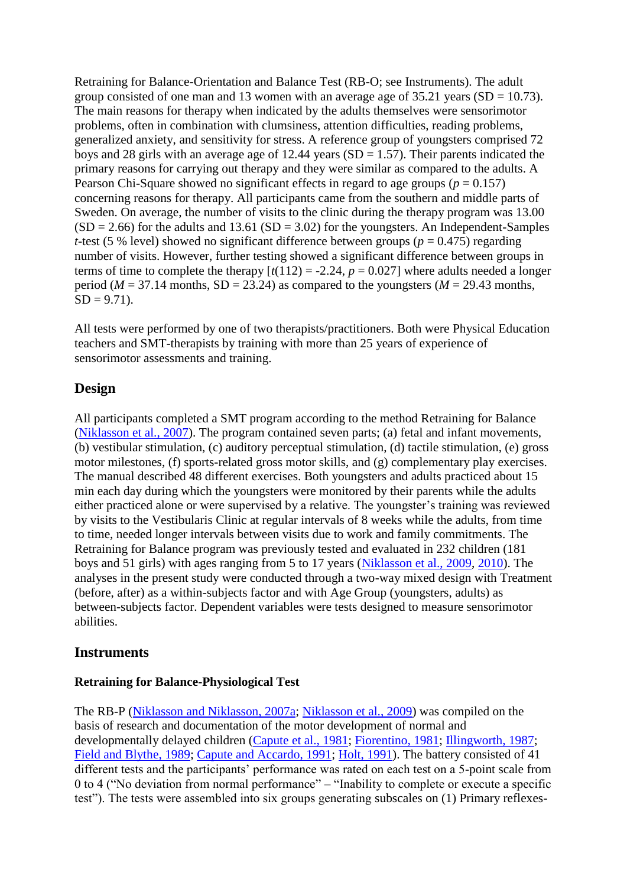Retraining for Balance-Orientation and Balance Test (RB-O; see Instruments). The adult group consisted of one man and 13 women with an average age of 35.21 years (SD = 10.73). The main reasons for therapy when indicated by the adults themselves were sensorimotor problems, often in combination with clumsiness, attention difficulties, reading problems, generalized anxiety, and sensitivity for stress. A reference group of youngsters comprised 72 boys and 28 girls with an average age of 12.44 years (SD = 1.57). Their parents indicated the primary reasons for carrying out therapy and they were similar as compared to the adults. A Pearson Chi-Square showed no significant effects in regard to age groups ($p = 0.157$) concerning reasons for therapy. All participants came from the southern and middle parts of Sweden. On average, the number of visits to the clinic during the therapy program was 13.00 (SD = 2.66) for the adults and 13.61 (SD = 3.02) for the youngsters. An Independent-Samples *t*-test (5 % level) showed no significant difference between groups ($p = 0.475$) regarding number of visits. However, further testing showed a significant difference between groups in terms of time to complete the therapy [$t(112) = -2.24$, $p = 0.027$] where adults needed a longer period (*M* = 37.14 months, SD = 23.24) as compared to the youngsters (*M* = 29.43 months, SD = 9.71).

All tests were performed by one of two therapists/practitioners. Both were Physical Education teachers and SMT-therapists by training with more than 25 years of experience of sensorimotor assessments and training.

## Design

All participants completed a SMT program according to the method Retraining for Balance (Niklasson et al., 2007). The program contained seven parts; (a) fetal and infant movements, (b) vestibular stimulation, (c) auditory perceptual stimulation, (d) tactile stimulation, (e) gross motor milestones, (f) sports-related gross motor skills, and (g) complementary play exercises. The manual described 48 different exercises. Both youngsters and adults practiced about 15 min each day during which the youngsters were monitored by their parents while the adults either practiced alone or were supervised by a relative. The youngster's training was reviewed by visits to the Vestibularis Clinic at regular intervals of 8 weeks while the adults, from time to time, needed longer intervals between visits due to work and family commitments. The Retraining for Balance program was previously tested and evaluated in 232 children (181 boys and 51 girls) with ages ranging from 5 to 17 years (Niklasson et al., 2009, 2010). The analyses in the present study were conducted through a two-way mixed design with Treatment (before, after) as a within-subjects factor and with Age Group (youngsters, adults) as between-subjects factor. Dependent variables were tests designed to measure sensorimotor abilities.

## Instruments

### Retraining for Balance-Physiological Test

The RB-P (Niklasson and Niklasson, 2007a; Niklasson et al., 2009) was compiled on the basis of research and documentation of the motor development of normal and developmentally delayed children (Capute et al., 1981; Fiorentino, 1981; Illingworth, 1987; Field and Blythe, 1989; Capute and Accardo, 1991; Holt, 1991). The battery consisted of 41 different tests and the participants' performance was rated on each test on a 5-point scale from 0 to 4 ("No deviation from normal performance" – "Inability to complete or execute a specific test"). The tests were assembled into six groups generating subscales on (1) Primary reflexes-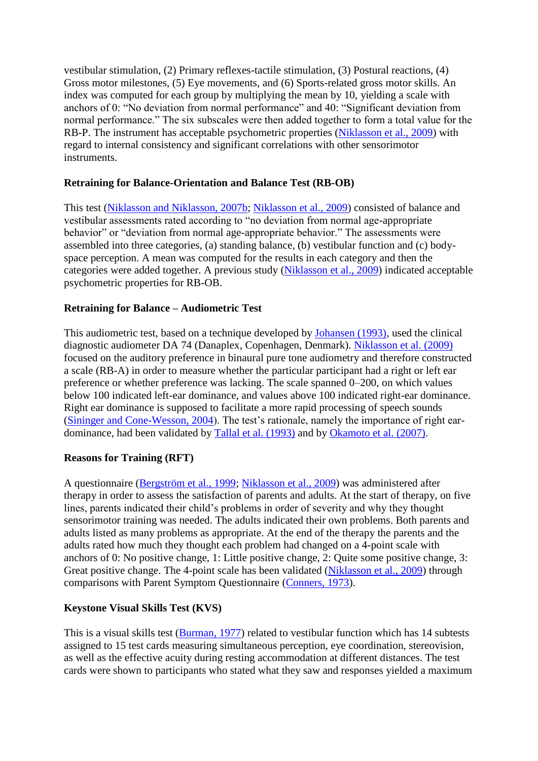vestibular stimulation, (2) Primary reflexes-tactile stimulation, (3) Postural reactions, (4) Gross motor milestones, (5) Eye movements, and (6) Sports-related gross motor skills. An index was computed for each group by multiplying the mean by 10, yielding a scale with anchors of 0: "No deviation from normal performance" and 40: "Significant deviation from normal performance." The six subscales were then added together to form a total value for the RB-P. The instrument has acceptable psychometric properties (Niklasson et al., 2009) with regard to internal consistency and significant correlations with other sensorimotor instruments.

**Retraining for Balance-Orientation and Balance Test (RB-OB)**

This test (Niklasson and Niklasson, 2007b; Niklasson et al., 2009) consisted of balance and vestibular assessments rated according to "no deviation from normal age-appropriate behavior" or "deviation from normal age-appropriate behavior." The assessments were assembled into three categories, (a) standing balance, (b) vestibular function and (c) body-space perception. A mean was computed for the results in each category and then the categories were added together. A previous study (Niklasson et al., 2009) indicated acceptable psychometric properties for RB-OB.

**Retraining for Balance – Audiometric Test**

This audiometric test, based on a technique developed by Johansen (1993), used the clinical diagnostic audiometer DA 74 (Danaplex, Copenhagen, Denmark). Niklasson et al. (2009) focused on the auditory preference in binaural pure tone audiometry and therefore constructed a scale (RB-A) in order to measure whether the particular participant had a right or left ear preference or whether preference was lacking. The scale spanned 0–200, on which values below 100 indicated left-ear dominance, and values above 100 indicated right-ear dominance. Right ear dominance is supposed to facilitate a more rapid processing of speech sounds (Sininger and Cone-Wesson, 2004). The test's rationale, namely the importance of right ear-dominance, had been validated by Tallal et al. (1993) and by Okamoto et al. (2007).

**Reasons for Training (RFT)**

A questionnaire (Bergström et al., 1999; Niklasson et al., 2009) was administered after therapy in order to assess the satisfaction of parents and adults. At the start of therapy, on five lines, parents indicated their child's problems in order of severity and why they thought sensorimotor training was needed. The adults indicated their own problems. Both parents and adults listed as many problems as appropriate. At the end of the therapy the parents and the adults rated how much they thought each problem had changed on a 4-point scale with anchors of 0: No positive change, 1: Little positive change, 2: Quite some positive change, 3: Great positive change. The 4-point scale has been validated (Niklasson et al., 2009) through comparisons with Parent Symptom Questionnaire (Conners, 1973).

**Keystone Visual Skills Test (KVS)**

This is a visual skills test (Burman, 1977) related to vestibular function which has 14 subtests assigned to 15 test cards measuring simultaneous perception, eye coordination, stereovision, as well as the effective acuity during resting accommodation at different distances. The test cards were shown to participants who stated what they saw and responses yielded a maximum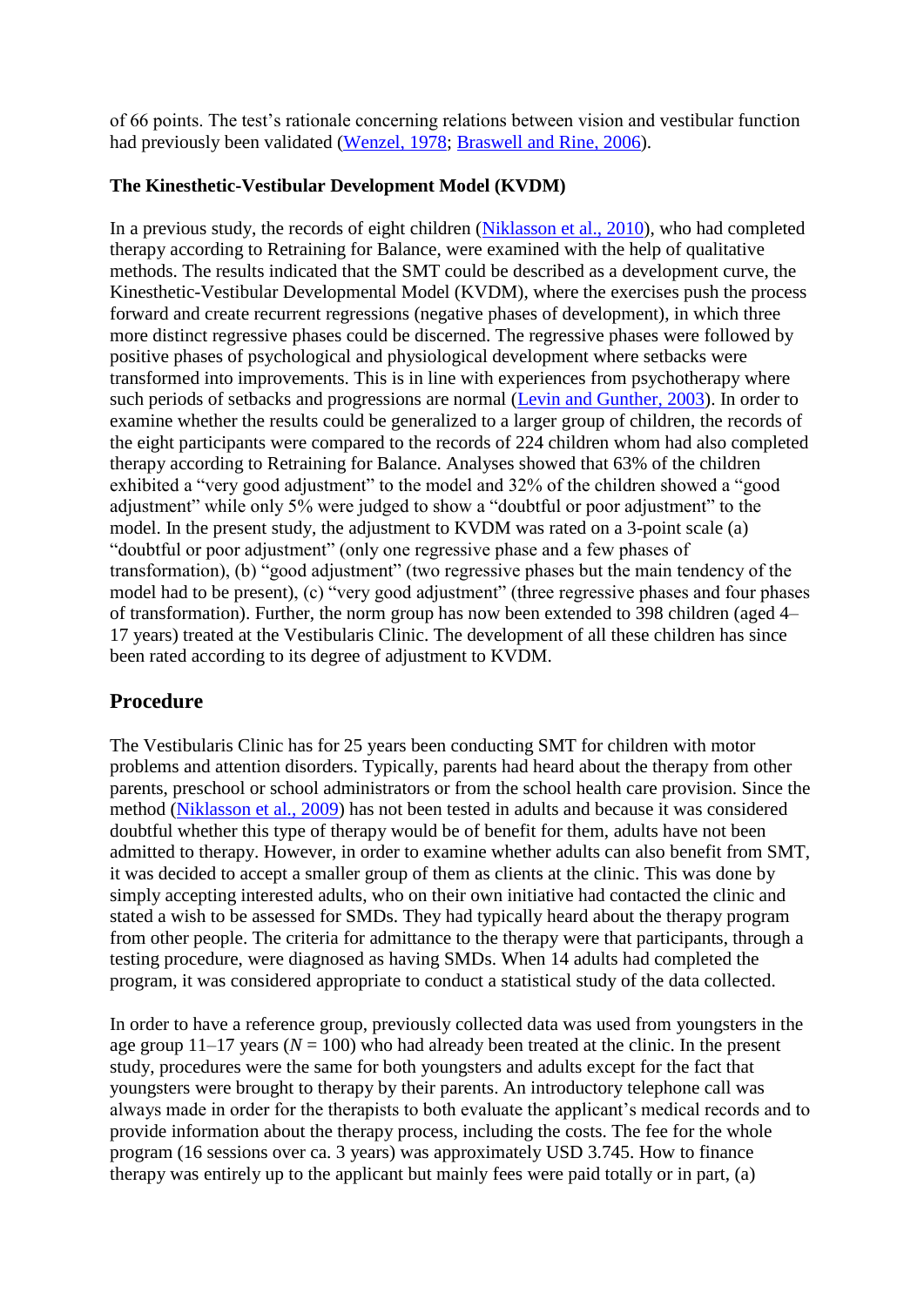of 66 points. The test's rationale concerning relations between vision and vestibular function had previously been validated (Wenzel, 1978; Braswell and Rine, 2006).

**The Kinesthetic-Vestibular Development Model (KVDM)**

In a previous study, the records of eight children (Niklasson et al., 2010), who had completed therapy according to Retraining for Balance, were examined with the help of qualitative methods. The results indicated that the SMT could be described as a development curve, the Kinesthetic-Vestibular Developmental Model (KVDM), where the exercises push the process forward and create recurrent regressions (negative phases of development), in which three more distinct regressive phases could be discerned. The regressive phases were followed by positive phases of psychological and physiological development where setbacks were transformed into improvements. This is in line with experiences from psychotherapy where such periods of setbacks and progressions are normal (Levin and Gunther, 2003). In order to examine whether the results could be generalized to a larger group of children, the records of the eight participants were compared to the records of 224 children whom had also completed therapy according to Retraining for Balance. Analyses showed that 63% of the children exhibited a "very good adjustment" to the model and 32% of the children showed a "good adjustment" while only 5% were judged to show a "doubtful or poor adjustment" to the model. In the present study, the adjustment to KVDM was rated on a 3-point scale (a) "doubtful or poor adjustment" (only one regressive phase and a few phases of transformation), (b) "good adjustment" (two regressive phases but the main tendency of the model had to be present), (c) "very good adjustment" (three regressive phases and four phases of transformation). Further, the norm group has now been extended to 398 children (aged 4–17 years) treated at the Vestibularis Clinic. The development of all these children has since been rated according to its degree of adjustment to KVDM.

## Procedure

The Vestibularis Clinic has for 25 years been conducting SMT for children with motor problems and attention disorders. Typically, parents had heard about the therapy from other parents, preschool or school administrators or from the school health care provision. Since the method (Niklasson et al., 2009) has not been tested in adults and because it was considered doubtful whether this type of therapy would be of benefit for them, adults have not been admitted to therapy. However, in order to examine whether adults can also benefit from SMT, it was decided to accept a smaller group of them as clients at the clinic. This was done by simply accepting interested adults, who on their own initiative had contacted the clinic and stated a wish to be assessed for SMDs. They had typically heard about the therapy program from other people. The criteria for admittance to the therapy were that participants, through a testing procedure, were diagnosed as having SMDs. When 14 adults had completed the program, it was considered appropriate to conduct a statistical study of the data collected.

In order to have a reference group, previously collected data was used from youngsters in the age group 11–17 years ($N = 100$) who had already been treated at the clinic. In the present study, procedures were the same for both youngsters and adults except for the fact that youngsters were brought to therapy by their parents. An introductory telephone call was always made in order for the therapists to both evaluate the applicant's medical records and to provide information about the therapy process, including the costs. The fee for the whole program (16 sessions over ca. 3 years) was approximately USD 3.745. How to finance therapy was entirely up to the applicant but mainly fees were paid totally or in part, (a)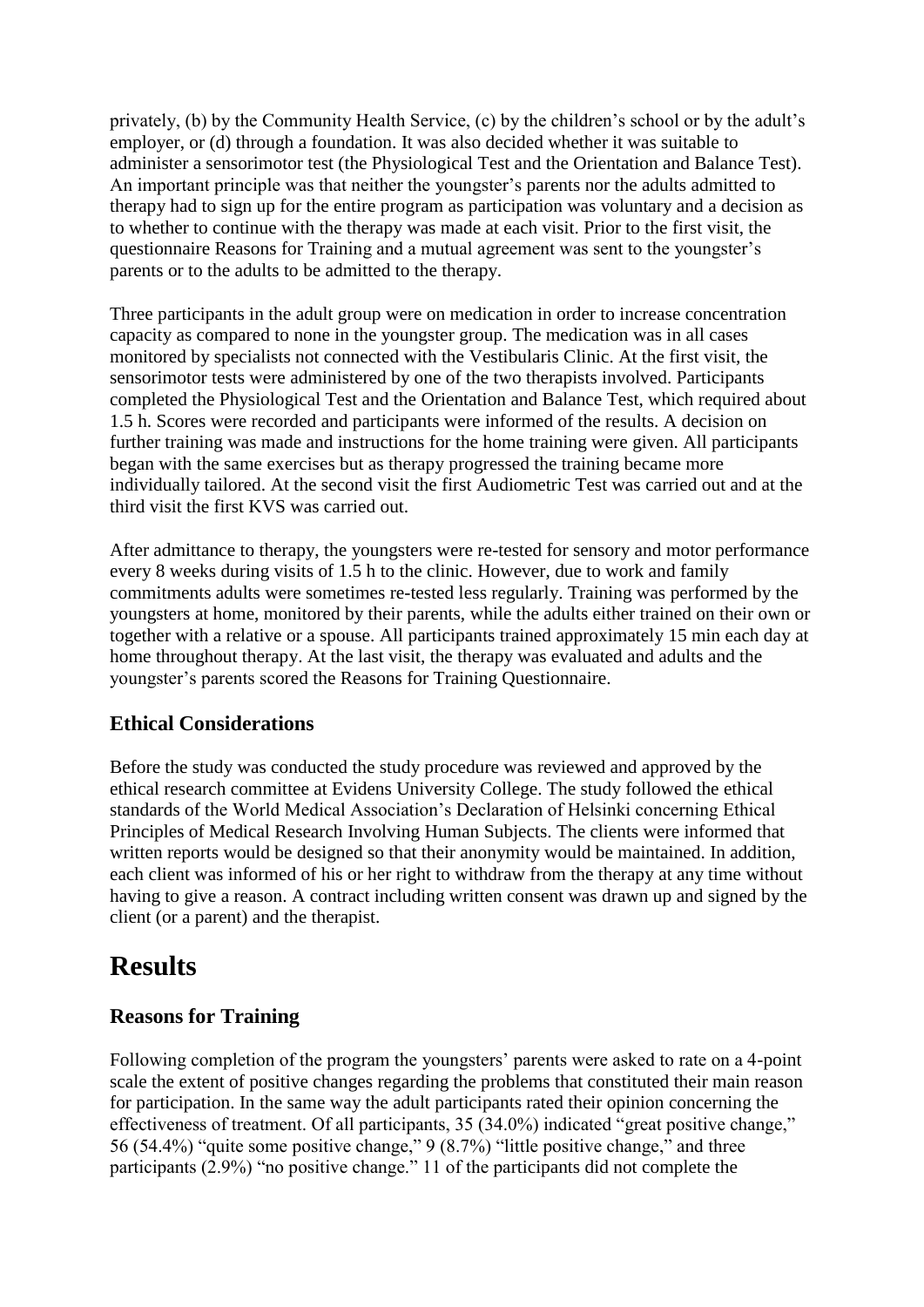privately, (b) by the Community Health Service, (c) by the children's school or by the adult's employer, or (d) through a foundation. It was also decided whether it was suitable to administer a sensorimotor test (the Physiological Test and the Orientation and Balance Test). An important principle was that neither the youngster's parents nor the adults admitted to therapy had to sign up for the entire program as participation was voluntary and a decision as to whether to continue with the therapy was made at each visit. Prior to the first visit, the questionnaire Reasons for Training and a mutual agreement was sent to the youngster's parents or to the adults to be admitted to the therapy.

Three participants in the adult group were on medication in order to increase concentration capacity as compared to none in the youngster group. The medication was in all cases monitored by specialists not connected with the Vestibularis Clinic. At the first visit, the sensorimotor tests were administered by one of the two therapists involved. Participants completed the Physiological Test and the Orientation and Balance Test, which required about 1.5 h. Scores were recorded and participants were informed of the results. A decision on further training was made and instructions for the home training were given. All participants began with the same exercises but as therapy progressed the training became more individually tailored. At the second visit the first Audiometric Test was carried out and at the third visit the first KVS was carried out.

After admittance to therapy, the youngsters were re-tested for sensory and motor performance every 8 weeks during visits of 1.5 h to the clinic. However, due to work and family commitments adults were sometimes re-tested less regularly. Training was performed by the youngsters at home, monitored by their parents, while the adults either trained on their own or together with a relative or a spouse. All participants trained approximately 15 min each day at home throughout therapy. At the last visit, the therapy was evaluated and adults and the youngster's parents scored the Reasons for Training Questionnaire.

### Ethical Considerations

Before the study was conducted the study procedure was reviewed and approved by the ethical research committee at Evidens University College. The study followed the ethical standards of the World Medical Association's Declaration of Helsinki concerning Ethical Principles of Medical Research Involving Human Subjects. The clients were informed that written reports would be designed so that their anonymity would be maintained. In addition, each client was informed of his or her right to withdraw from the therapy at any time without having to give a reason. A contract including written consent was drawn up and signed by the client (or a parent) and the therapist.

## Results

### Reasons for Training

Following completion of the program the youngsters' parents were asked to rate on a 4-point scale the extent of positive changes regarding the problems that constituted their main reason for participation. In the same way the adult participants rated their opinion concerning the effectiveness of treatment. Of all participants, 35 (34.0%) indicated "great positive change," 56 (54.4%) "quite some positive change," 9 (8.7%) "little positive change," and three participants (2.9%) "no positive change." 11 of the participants did not complete the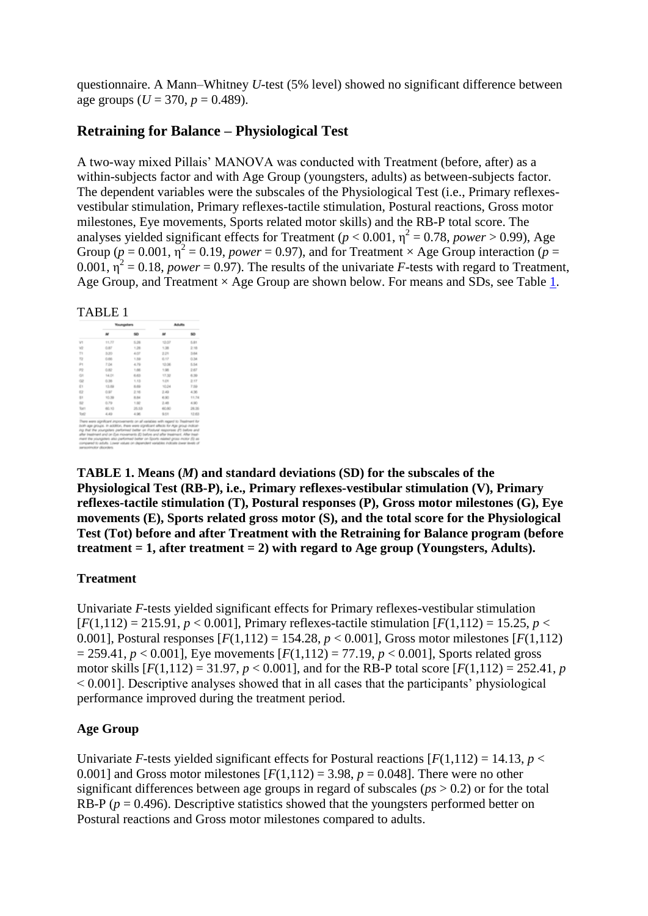questionnaire. A Mann–Whitney *U*-test (5% level) showed no significant difference between age groups ($U = 370$, $p = 0.489$).

## Retraining for Balance – Physiological Test

A two-way mixed Pillais' MANOVA was conducted with Treatment (before, after) as a within-subjects factor and with Age Group (youngsters, adults) as between-subjects factor. The dependent variables were the subscales of the Physiological Test (i.e., Primary reflexes-vestibular stimulation, Primary reflexes-tactile stimulation, Postural reactions, Gross motor milestones, Eye movements, Sports related motor skills) and the RB-P total score. The analyses yielded significant effects for Treatment ($p < 0.001$, $\eta^2 = 0.78$, *power* > 0.99), Age Group ($p = 0.001$, $\eta^2 = 0.19$, *power* = 0.97), and for Treatment × Age Group interaction ($p = 0.001$, $\eta^2 = 0.18$, *power* = 0.97). The results of the univariate *F*-tests with regard to Treatment, Age Group, and Treatment × Age Group are shown below. For means and SDs, see Table 1.

TABLE 1

| | Youngsters | | Adults | |
|---|---|---|---|---|
| | *M* | SD | *M* | SD |
| V1 | 11.77 | 5.28 | 12.07 | 5.81 |
| V2 | 0.87 | 1.28 | 1.38 | 2.18 |
| T1 | 3.20 | 4.07 | 2.21 | 3.64 |
| T2 | 0.60 | 1.59 | 0.17 | 0.34 |
| P1 | 7.04 | 4.79 | 12.06 | 5.54 |
| P2 | 0.82 | 1.66 | 1.98 | 2.67 |
| G1 | 14.01 | 6.63 | 17.32 | 6.39 |
| G2 | 0.38 | 1.13 | 1.01 | 2.17 |
| E1 | 13.69 | 6.69 | 10.24 | 7.59 |
| E2 | 0.97 | 2.16 | 2.49 | 4.36 |
| S1 | 10.39 | 8.84 | 6.90 | 11.74 |
| S2 | 0.79 | 1.92 | 2.48 | 4.90 |
| Tot1 | 60.10 | 25.53 | 60.80 | 28.35 |
| Tot2 | 4.49 | 4.96 | 9.51 | 12.63 |

There were significant improvements on all variables with regard to Treatment for both age groups. In addition, there were significant effects for Age group indicating that the youngsters performed better on Postural responses (P) before and after treatment and on Eye movements (E) before and after treatment. After treatment the youngsters also performed better on Sports related gross motor (S) as compared to adults. Lower values on dependent variables indicate lower levels of sensorimotor disorders.

**TABLE 1. Means (*M*) and standard deviations (SD) for the subscales of the Physiological Test (RB-P), i.e., Primary reflexes-vestibular stimulation (V), Primary reflexes-tactile stimulation (T), Postural responses (P), Gross motor milestones (G), Eye movements (E), Sports related gross motor (S), and the total score for the Physiological Test (Tot) before and after Treatment with the Retraining for Balance program (before treatment = 1, after treatment = 2) with regard to Age group (Youngsters, Adults).**

### Treatment

Univariate *F*-tests yielded significant effects for Primary reflexes-vestibular stimulation [$F(1,112) = 215.91$, $p < 0.001$], Primary reflexes-tactile stimulation [$F(1,112) = 15.25$, $p < 0.001$], Postural responses [$F(1,112) = 154.28$, $p < 0.001$], Gross motor milestones [$F(1,112) = 259.41$, $p < 0.001$], Eye movements [$F(1,112) = 77.19$, $p < 0.001$], Sports related gross motor skills [$F(1,112) = 31.97$, $p < 0.001$], and for the RB-P total score [$F(1,112) = 252.41$, $p < 0.001$]. Descriptive analyses showed that in all cases that the participants' physiological performance improved during the treatment period.

### Age Group

Univariate *F*-tests yielded significant effects for Postural reactions [$F(1,112) = 14.13$, $p < 0.001$] and Gross motor milestones [$F(1,112) = 3.98$, $p = 0.048$]. There were no other significant differences between age groups in regard of subscales (*ps* > 0.2) or for the total RB-P ($p = 0.496$). Descriptive statistics showed that the youngsters performed better on Postural reactions and Gross motor milestones compared to adults.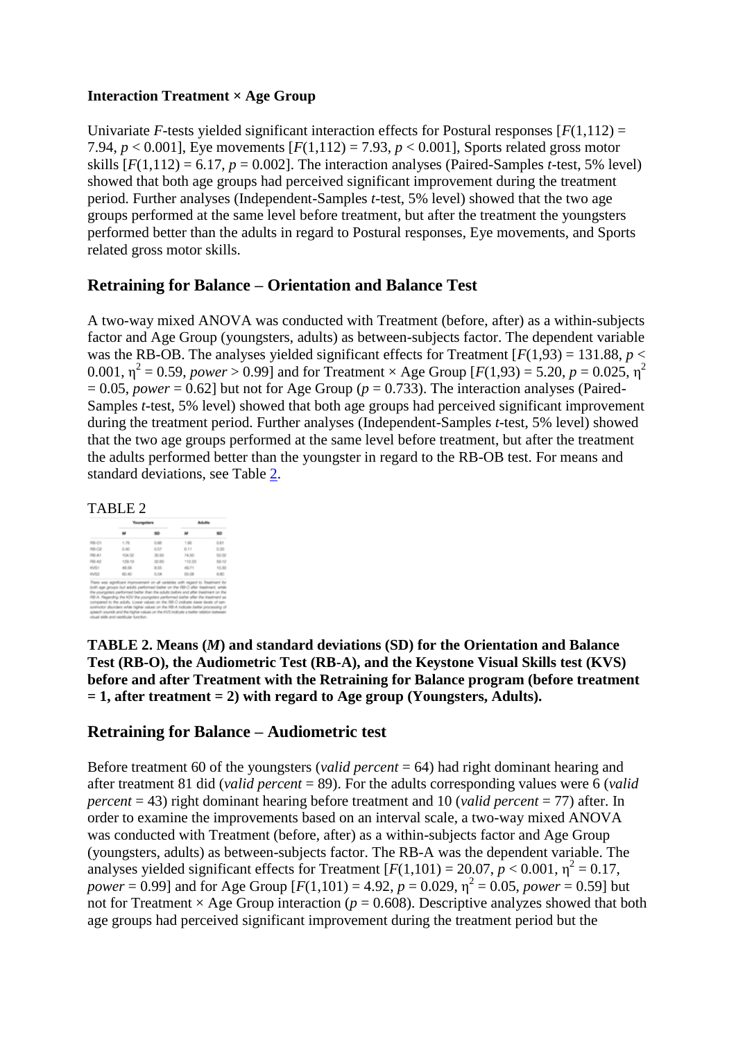**Interaction Treatment × Age Group**

Univariate *F*-tests yielded significant interaction effects for Postural responses [$F(1,112) = 7.94$, $p < 0.001$], Eye movements [$F(1,112) = 7.93$, $p < 0.001$], Sports related gross motor skills [$F(1,112) = 6.17$, $p = 0.002$]. The interaction analyses (Paired-Samples *t*-test, 5% level) showed that both age groups had perceived significant improvement during the treatment period. Further analyses (Independent-Samples *t*-test, 5% level) showed that the two age groups performed at the same level before treatment, but after the treatment the youngsters performed better than the adults in regard to Postural responses, Eye movements, and Sports related gross motor skills.

## Retraining for Balance – Orientation and Balance Test

A two-way mixed ANOVA was conducted with Treatment (before, after) as a within-subjects factor and Age Group (youngsters, adults) as between-subjects factor. The dependent variable was the RB-OB. The analyses yielded significant effects for Treatment [$F(1,93) = 131.88$, $p < 0.001$, $\eta^2 = 0.59$, *power* > 0.99] and for Treatment × Age Group [$F(1,93) = 5.20$, $p = 0.025$, $\eta^2 = 0.05$, *power* = 0.62] but not for Age Group ($p = 0.733$). The interaction analyses (Paired-Samples *t*-test, 5% level) showed that both age groups had perceived significant improvement during the treatment period. Further analyses (Independent-Samples *t*-test, 5% level) showed that the two age groups performed at the same level before treatment, but after the treatment the adults performed better than the youngster in regard to the RB-OB test. For means and standard deviations, see Table 2.

TABLE 2

| | Youngsters | | Adults | |
|---|---|---|---|---|
| | *M* | SD | *M* | SD |
| RB-O1 | 1.76 | 0.66 | 1.95 | 0.61 |
| RB-O2 | 0.40 | 0.57 | 0.11 | 0.33 |
| RB-A1 | 104.32 | 35.55 | 74.50 | 52.02 |
| RB-A2 | 129.10 | 32.60 | 112.23 | 56.12 |
| KVS1 | 46.56 | 8.55 | 49.71 | 10.30 |
| KVS2 | 60.40 | 5.04 | 55.08 | 9.80 |

There was significant improvement on all variables with regard to Treatment for both age groups but adults performed better on the RB-O after treatment, while the youngsters performed better than the adults before and after treatment on the RB-A. Regarding the KSV the youngsters performed better after the treatment as compared to the adults. Lower values on the RB-O indicate lower levels of sensorimotor disorders while higher values on the RB-A indicate better processing of speech sounds and the higher values on the KVS indicate a better relation between visual skills and vestibular function.

**TABLE 2. Means (*M*) and standard deviations (SD) for the Orientation and Balance Test (RB-O), the Audiometric Test (RB-A), and the Keystone Visual Skills test (KVS) before and after Treatment with the Retraining for Balance program (before treatment = 1, after treatment = 2) with regard to Age group (Youngsters, Adults).**

## Retraining for Balance – Audiometric test

Before treatment 60 of the youngsters (*valid percent* = 64) had right dominant hearing and after treatment 81 did (*valid percent* = 89). For the adults corresponding values were 6 (*valid percent* = 43) right dominant hearing before treatment and 10 (*valid percent* = 77) after. In order to examine the improvements based on an interval scale, a two-way mixed ANOVA was conducted with Treatment (before, after) as a within-subjects factor and Age Group (youngsters, adults) as between-subjects factor. The RB-A was the dependent variable. The analyses yielded significant effects for Treatment [$F(1,101) = 20.07$, $p < 0.001$, $\eta^2 = 0.17$, *power* = 0.99] and for Age Group [$F(1,101) = 4.92$, $p = 0.029$, $\eta^2 = 0.05$, *power* = 0.59] but not for Treatment × Age Group interaction ($p = 0.608$). Descriptive analyzes showed that both age groups had perceived significant improvement during the treatment period but the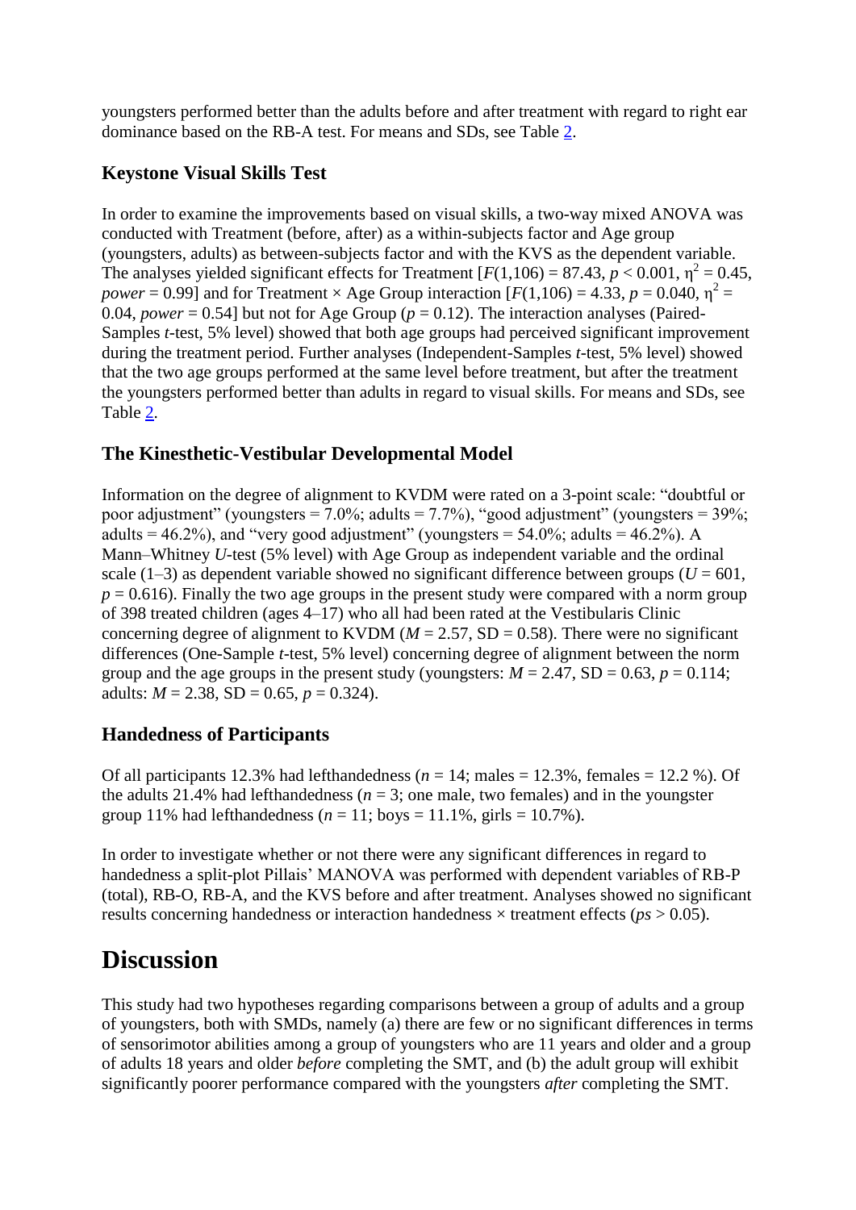youngsters performed better than the adults before and after treatment with regard to right ear dominance based on the RB-A test. For means and SDs, see Table 2.

## Keystone Visual Skills Test

In order to examine the improvements based on visual skills, a two-way mixed ANOVA was conducted with Treatment (before, after) as a within-subjects factor and Age group (youngsters, adults) as between-subjects factor and with the KVS as the dependent variable. The analyses yielded significant effects for Treatment [$F(1,106) = 87.43$, $p < 0.001$, $\eta^2 = 0.45$, *power* = 0.99] and for Treatment × Age Group interaction [$F(1,106) = 4.33$, $p = 0.040$, $\eta^2 = 0.04$, *power* = 0.54] but not for Age Group ($p = 0.12$). The interaction analyses (Paired-Samples *t*-test, 5% level) showed that both age groups had perceived significant improvement during the treatment period. Further analyses (Independent-Samples *t*-test, 5% level) showed that the two age groups performed at the same level before treatment, but after the treatment the youngsters performed better than adults in regard to visual skills. For means and SDs, see Table 2.

## The Kinesthetic-Vestibular Developmental Model

Information on the degree of alignment to KVDM were rated on a 3-point scale: "doubtful or poor adjustment" (youngsters = 7.0%; adults = 7.7%), "good adjustment" (youngsters = 39%; adults = 46.2%), and "very good adjustment" (youngsters = 54.0%; adults = 46.2%). A Mann–Whitney *U*-test (5% level) with Age Group as independent variable and the ordinal scale (1–3) as dependent variable showed no significant difference between groups ($U = 601$, $p = 0.616$). Finally the two age groups in the present study were compared with a norm group of 398 treated children (ages 4–17) who all had been rated at the Vestibularis Clinic concerning degree of alignment to KVDM ($M = 2.57$, SD = 0.58). There were no significant differences (One-Sample *t*-test, 5% level) concerning degree of alignment between the norm group and the age groups in the present study (youngsters: $M = 2.47$, SD = 0.63, $p = 0.114$; adults: $M = 2.38$, SD = 0.65, $p = 0.324$).

## Handedness of Participants

Of all participants 12.3% had lefthandedness ($n = 14$; males = 12.3%, females = 12.2 %). Of the adults 21.4% had lefthandedness ($n = 3$; one male, two females) and in the youngster group 11% had lefthandedness ($n = 11$; boys = 11.1%, girls = 10.7%).

In order to investigate whether or not there were any significant differences in regard to handedness a split-plot Pillais' MANOVA was performed with dependent variables of RB-P (total), RB-O, RB-A, and the KVS before and after treatment. Analyses showed no significant results concerning handedness or interaction handedness × treatment effects (*ps* > 0.05).

# Discussion

This study had two hypotheses regarding comparisons between a group of adults and a group of youngsters, both with SMDs, namely (a) there are few or no significant differences in terms of sensorimotor abilities among a group of youngsters who are 11 years and older and a group of adults 18 years and older *before* completing the SMT, and (b) the adult group will exhibit significantly poorer performance compared with the youngsters *after* completing the SMT.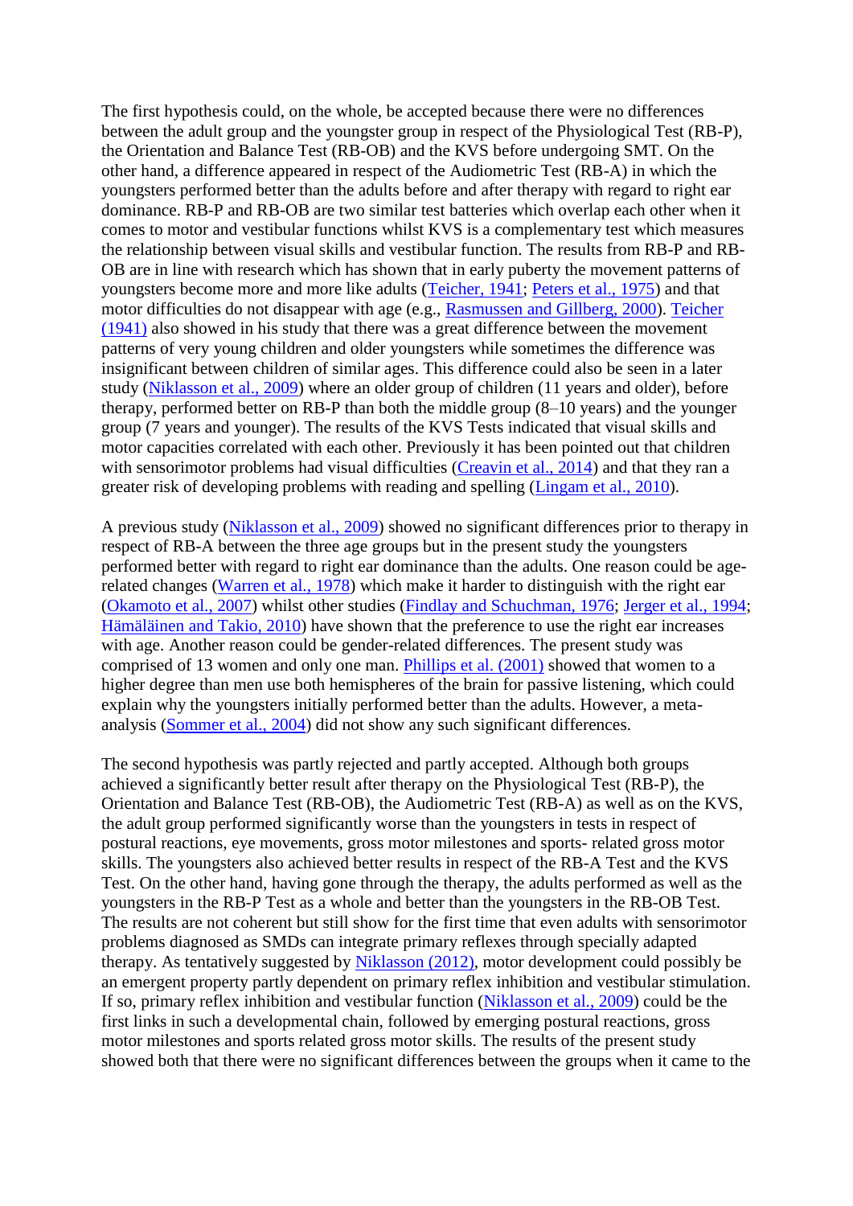The first hypothesis could, on the whole, be accepted because there were no differences between the adult group and the youngster group in respect of the Physiological Test (RB-P), the Orientation and Balance Test (RB-OB) and the KVS before undergoing SMT. On the other hand, a difference appeared in respect of the Audiometric Test (RB-A) in which the youngsters performed better than the adults before and after therapy with regard to right ear dominance. RB-P and RB-OB are two similar test batteries which overlap each other when it comes to motor and vestibular functions whilst KVS is a complementary test which measures the relationship between visual skills and vestibular function. The results from RB-P and RB-OB are in line with research which has shown that in early puberty the movement patterns of youngsters become more and more like adults (Teicher, 1941; Peters et al., 1975) and that motor difficulties do not disappear with age (e.g., Rasmussen and Gillberg, 2000). Teicher (1941) also showed in his study that there was a great difference between the movement patterns of very young children and older youngsters while sometimes the difference was insignificant between children of similar ages. This difference could also be seen in a later study (Niklasson et al., 2009) where an older group of children (11 years and older), before therapy, performed better on RB-P than both the middle group (8–10 years) and the younger group (7 years and younger). The results of the KVS Tests indicated that visual skills and motor capacities correlated with each other. Previously it has been pointed out that children with sensorimotor problems had visual difficulties (Creavin et al., 2014) and that they ran a greater risk of developing problems with reading and spelling (Lingam et al., 2010).

A previous study (Niklasson et al., 2009) showed no significant differences prior to therapy in respect of RB-A between the three age groups but in the present study the youngsters performed better with regard to right ear dominance than the adults. One reason could be age-related changes (Warren et al., 1978) which make it harder to distinguish with the right ear (Okamoto et al., 2007) whilst other studies (Findlay and Schuchman, 1976; Jerger et al., 1994; Hämäläinen and Takio, 2010) have shown that the preference to use the right ear increases with age. Another reason could be gender-related differences. The present study was comprised of 13 women and only one man. Phillips et al. (2001) showed that women to a higher degree than men use both hemispheres of the brain for passive listening, which could explain why the youngsters initially performed better than the adults. However, a meta-analysis (Sommer et al., 2004) did not show any such significant differences.

The second hypothesis was partly rejected and partly accepted. Although both groups achieved a significantly better result after therapy on the Physiological Test (RB-P), the Orientation and Balance Test (RB-OB), the Audiometric Test (RB-A) as well as on the KVS, the adult group performed significantly worse than the youngsters in tests in respect of postural reactions, eye movements, gross motor milestones and sports- related gross motor skills. The youngsters also achieved better results in respect of the RB-A Test and the KVS Test. On the other hand, having gone through the therapy, the adults performed as well as the youngsters in the RB-P Test as a whole and better than the youngsters in the RB-OB Test. The results are not coherent but still show for the first time that even adults with sensorimotor problems diagnosed as SMDs can integrate primary reflexes through specially adapted therapy. As tentatively suggested by Niklasson (2012), motor development could possibly be an emergent property partly dependent on primary reflex inhibition and vestibular stimulation. If so, primary reflex inhibition and vestibular function (Niklasson et al., 2009) could be the first links in such a developmental chain, followed by emerging postural reactions, gross motor milestones and sports related gross motor skills. The results of the present study showed both that there were no significant differences between the groups when it came to the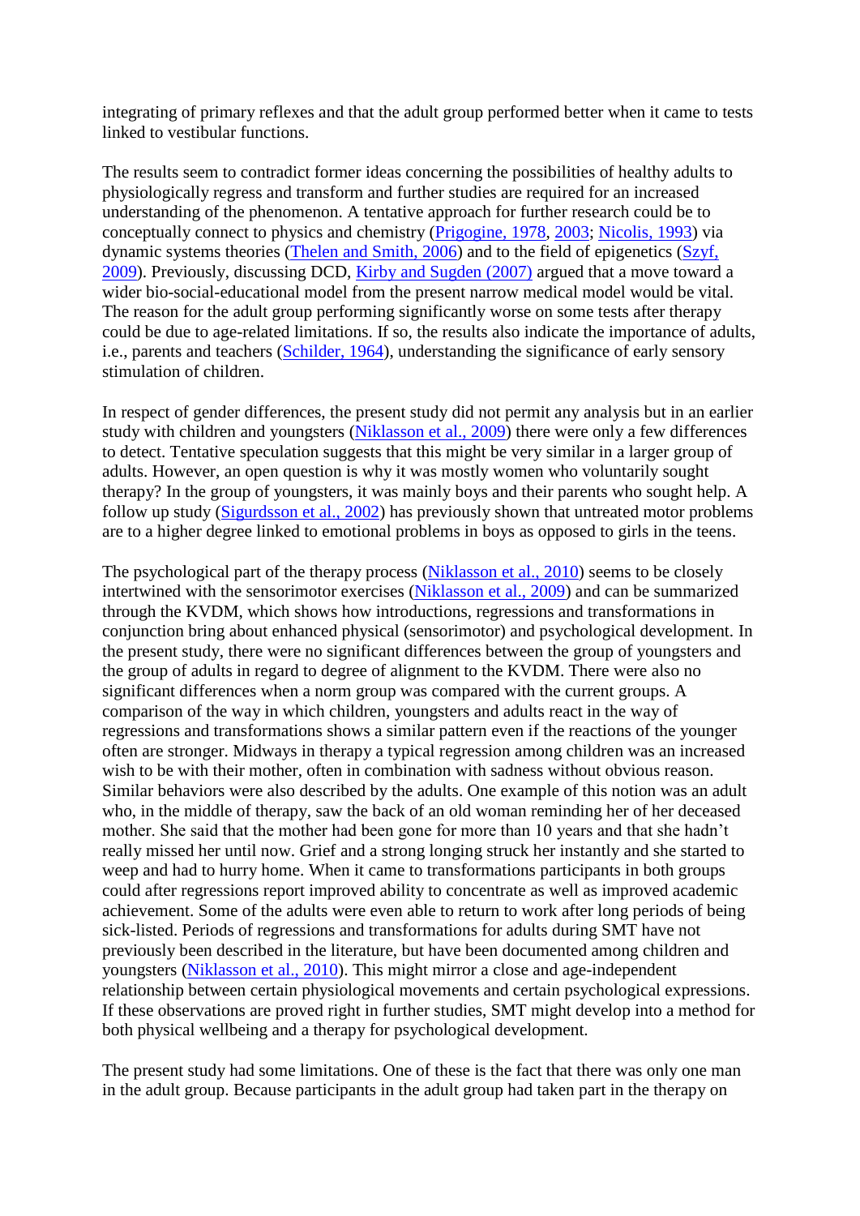integrating of primary reflexes and that the adult group performed better when it came to tests linked to vestibular functions.

The results seem to contradict former ideas concerning the possibilities of healthy adults to physiologically regress and transform and further studies are required for an increased understanding of the phenomenon. A tentative approach for further research could be to conceptually connect to physics and chemistry (Prigogine, 1978, 2003; Nicolis, 1993) via dynamic systems theories (Thelen and Smith, 2006) and to the field of epigenetics (Szyf, 2009). Previously, discussing DCD, Kirby and Sugden (2007) argued that a move toward a wider bio-social-educational model from the present narrow medical model would be vital. The reason for the adult group performing significantly worse on some tests after therapy could be due to age-related limitations. If so, the results also indicate the importance of adults, i.e., parents and teachers (Schilder, 1964), understanding the significance of early sensory stimulation of children.

In respect of gender differences, the present study did not permit any analysis but in an earlier study with children and youngsters (Niklasson et al., 2009) there were only a few differences to detect. Tentative speculation suggests that this might be very similar in a larger group of adults. However, an open question is why it was mostly women who voluntarily sought therapy? In the group of youngsters, it was mainly boys and their parents who sought help. A follow up study (Sigurdsson et al., 2002) has previously shown that untreated motor problems are to a higher degree linked to emotional problems in boys as opposed to girls in the teens.

The psychological part of the therapy process (Niklasson et al., 2010) seems to be closely intertwined with the sensorimotor exercises (Niklasson et al., 2009) and can be summarized through the KVDM, which shows how introductions, regressions and transformations in conjunction bring about enhanced physical (sensorimotor) and psychological development. In the present study, there were no significant differences between the group of youngsters and the group of adults in regard to degree of alignment to the KVDM. There were also no significant differences when a norm group was compared with the current groups. A comparison of the way in which children, youngsters and adults react in the way of regressions and transformations shows a similar pattern even if the reactions of the younger often are stronger. Midways in therapy a typical regression among children was an increased wish to be with their mother, often in combination with sadness without obvious reason. Similar behaviors were also described by the adults. One example of this notion was an adult who, in the middle of therapy, saw the back of an old woman reminding her of her deceased mother. She said that the mother had been gone for more than 10 years and that she hadn't really missed her until now. Grief and a strong longing struck her instantly and she started to weep and had to hurry home. When it came to transformations participants in both groups could after regressions report improved ability to concentrate as well as improved academic achievement. Some of the adults were even able to return to work after long periods of being sick-listed. Periods of regressions and transformations for adults during SMT have not previously been described in the literature, but have been documented among children and youngsters (Niklasson et al., 2010). This might mirror a close and age-independent relationship between certain physiological movements and certain psychological expressions. If these observations are proved right in further studies, SMT might develop into a method for both physical wellbeing and a therapy for psychological development.

The present study had some limitations. One of these is the fact that there was only one man in the adult group. Because participants in the adult group had taken part in the therapy on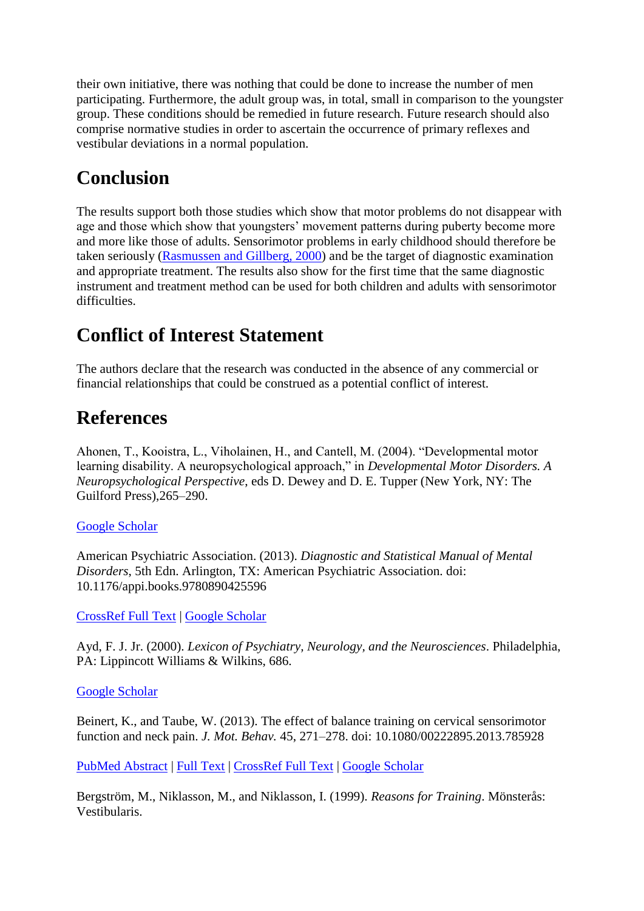their own initiative, there was nothing that could be done to increase the number of men participating. Furthermore, the adult group was, in total, small in comparison to the youngster group. These conditions should be remedied in future research. Future research should also comprise normative studies in order to ascertain the occurrence of primary reflexes and vestibular deviations in a normal population.

## Conclusion

The results support both those studies which show that motor problems do not disappear with age and those which show that youngsters' movement patterns during puberty become more and more like those of adults. Sensorimotor problems in early childhood should therefore be taken seriously (Rasmussen and Gillberg, 2000) and be the target of diagnostic examination and appropriate treatment. The results also show for the first time that the same diagnostic instrument and treatment method can be used for both children and adults with sensorimotor difficulties.

## Conflict of Interest Statement

The authors declare that the research was conducted in the absence of any commercial or financial relationships that could be construed as a potential conflict of interest.

## References

Ahonen, T., Kooistra, L., Viholainen, H., and Cantell, M. (2004). "Developmental motor learning disability. A neuropsychological approach," in *Developmental Motor Disorders. A Neuropsychological Perspective*, eds D. Dewey and D. E. Tupper (New York, NY: The Guilford Press),265–290.

Google Scholar

American Psychiatric Association. (2013). *Diagnostic and Statistical Manual of Mental Disorders*, 5th Edn. Arlington, TX: American Psychiatric Association. doi: 10.1176/appi.books.9780890425596

CrossRef Full Text | Google Scholar

Ayd, F. J. Jr. (2000). *Lexicon of Psychiatry, Neurology, and the Neurosciences*. Philadelphia, PA: Lippincott Williams & Wilkins, 686.

Google Scholar

Beinert, K., and Taube, W. (2013). The effect of balance training on cervical sensorimotor function and neck pain. *J. Mot. Behav.* 45, 271–278. doi: 10.1080/00222895.2013.785928

PubMed Abstract | Full Text | CrossRef Full Text | Google Scholar

Bergström, M., Niklasson, M., and Niklasson, I. (1999). *Reasons for Training*. Mönsterås: Vestibularis.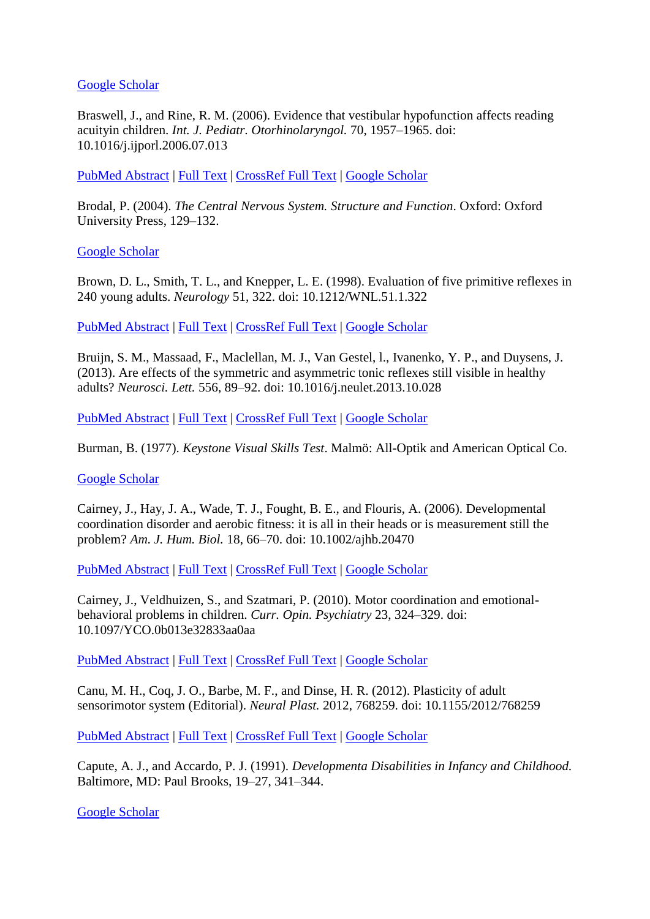Google Scholar

Braswell, J., and Rine, R. M. (2006). Evidence that vestibular hypofunction affects reading acuityin children. *Int. J. Pediatr. Otorhinolaryngol.* 70, 1957–1965. doi: 10.1016/j.ijporl.2006.07.013

PubMed Abstract | Full Text | CrossRef Full Text | Google Scholar

Brodal, P. (2004). *The Central Nervous System. Structure and Function*. Oxford: Oxford University Press, 129–132.

Google Scholar

Brown, D. L., Smith, T. L., and Knepper, L. E. (1998). Evaluation of five primitive reflexes in 240 young adults. *Neurology* 51, 322. doi: 10.1212/WNL.51.1.322

PubMed Abstract | Full Text | CrossRef Full Text | Google Scholar

Bruijn, S. M., Massaad, F., Maclellan, M. J., Van Gestel, l., Ivanenko, Y. P., and Duysens, J. (2013). Are effects of the symmetric and asymmetric tonic reflexes still visible in healthy adults? *Neurosci. Lett.* 556, 89–92. doi: 10.1016/j.neulet.2013.10.028

PubMed Abstract | Full Text | CrossRef Full Text | Google Scholar

Burman, B. (1977). *Keystone Visual Skills Test*. Malmö: All-Optik and American Optical Co.

Google Scholar

Cairney, J., Hay, J. A., Wade, T. J., Fought, B. E., and Flouris, A. (2006). Developmental coordination disorder and aerobic fitness: it is all in their heads or is measurement still the problem? *Am. J. Hum. Biol.* 18, 66–70. doi: 10.1002/ajhb.20470

PubMed Abstract | Full Text | CrossRef Full Text | Google Scholar

Cairney, J., Veldhuizen, S., and Szatmari, P. (2010). Motor coordination and emotional-behavioral problems in children. *Curr. Opin. Psychiatry* 23, 324–329. doi: 10.1097/YCO.0b013e32833aa0aa

PubMed Abstract | Full Text | CrossRef Full Text | Google Scholar

Canu, M. H., Coq, J. O., Barbe, M. F., and Dinse, H. R. (2012). Plasticity of adult sensorimotor system (Editorial). *Neural Plast.* 2012, 768259. doi: 10.1155/2012/768259

PubMed Abstract | Full Text | CrossRef Full Text | Google Scholar

Capute, A. J., and Accardo, P. J. (1991). *Developmenta Disabilities in Infancy and Childhood.* Baltimore, MD: Paul Brooks, 19–27, 341–344.

Google Scholar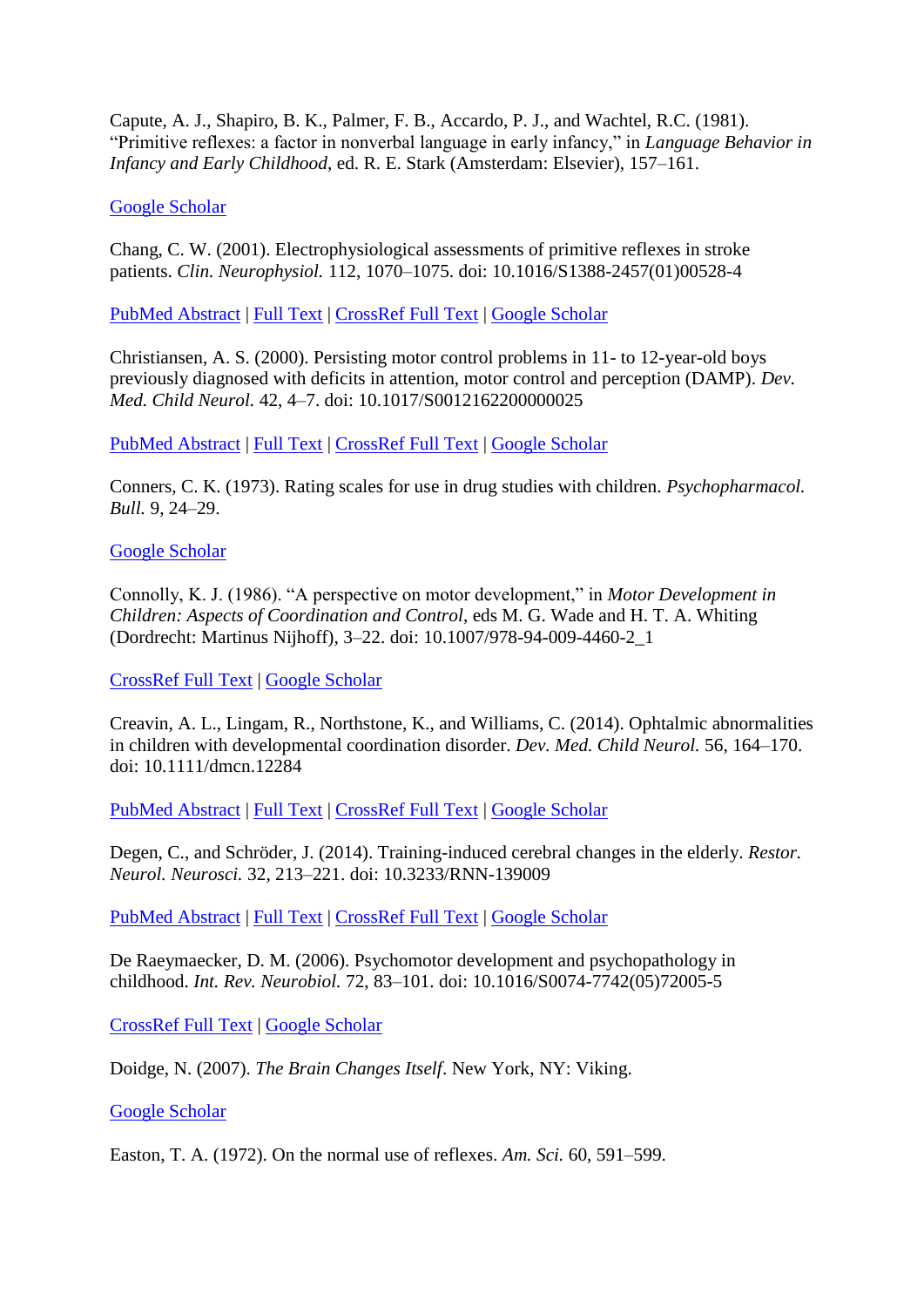Capute, A. J., Shapiro, B. K., Palmer, F. B., Accardo, P. J., and Wachtel, R.C. (1981). "Primitive reflexes: a factor in nonverbal language in early infancy," in *Language Behavior in Infancy and Early Childhood*, ed. R. E. Stark (Amsterdam: Elsevier), 157–161.

Google Scholar

Chang, C. W. (2001). Electrophysiological assessments of primitive reflexes in stroke patients. *Clin. Neurophysiol.* 112, 1070–1075. doi: 10.1016/S1388-2457(01)00528-4

PubMed Abstract | Full Text | CrossRef Full Text | Google Scholar

Christiansen, A. S. (2000). Persisting motor control problems in 11- to 12-year-old boys previously diagnosed with deficits in attention, motor control and perception (DAMP). *Dev. Med. Child Neurol.* 42, 4–7. doi: 10.1017/S0012162200000025

PubMed Abstract | Full Text | CrossRef Full Text | Google Scholar

Conners, C. K. (1973). Rating scales for use in drug studies with children. *Psychopharmacol. Bull.* 9, 24–29.

Google Scholar

Connolly, K. J. (1986). "A perspective on motor development," in *Motor Development in Children: Aspects of Coordination and Control*, eds M. G. Wade and H. T. A. Whiting (Dordrecht: Martinus Nijhoff), 3–22. doi: 10.1007/978-94-009-4460-2_1

CrossRef Full Text | Google Scholar

Creavin, A. L., Lingam, R., Northstone, K., and Williams, C. (2014). Ophtalmic abnormalities in children with developmental coordination disorder. *Dev. Med. Child Neurol.* 56, 164–170. doi: 10.1111/dmcn.12284

PubMed Abstract | Full Text | CrossRef Full Text | Google Scholar

Degen, C., and Schröder, J. (2014). Training-induced cerebral changes in the elderly. *Restor. Neurol. Neurosci.* 32, 213–221. doi: 10.3233/RNN-139009

PubMed Abstract | Full Text | CrossRef Full Text | Google Scholar

De Raeymaecker, D. M. (2006). Psychomotor development and psychopathology in childhood. *Int. Rev. Neurobiol.* 72, 83–101. doi: 10.1016/S0074-7742(05)72005-5

CrossRef Full Text | Google Scholar

Doidge, N. (2007). *The Brain Changes Itself*. New York, NY: Viking.

Google Scholar

Easton, T. A. (1972). On the normal use of reflexes. *Am. Sci.* 60, 591–599.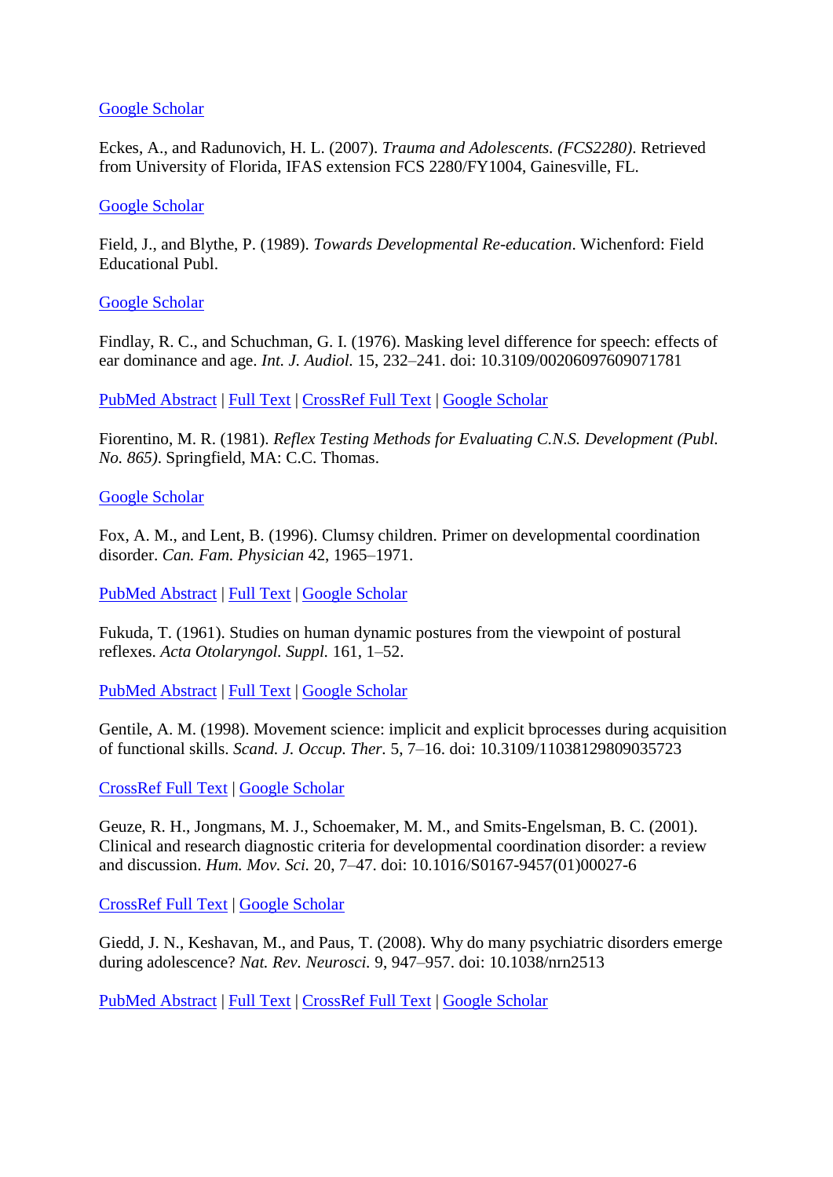Google Scholar

Eckes, A., and Radunovich, H. L. (2007). *Trauma and Adolescents. (FCS2280)*. Retrieved from University of Florida, IFAS extension FCS 2280/FY1004, Gainesville, FL.

Google Scholar

Field, J., and Blythe, P. (1989). *Towards Developmental Re-education*. Wichenford: Field Educational Publ.

Google Scholar

Findlay, R. C., and Schuchman, G. I. (1976). Masking level difference for speech: effects of ear dominance and age. *Int. J. Audiol.* 15, 232–241. doi: 10.3109/00206097609071781

PubMed Abstract | Full Text | CrossRef Full Text | Google Scholar

Fiorentino, M. R. (1981). *Reflex Testing Methods for Evaluating C.N.S. Development (Publ. No. 865)*. Springfield, MA: C.C. Thomas.

Google Scholar

Fox, A. M., and Lent, B. (1996). Clumsy children. Primer on developmental coordination disorder. *Can. Fam. Physician* 42, 1965–1971.

PubMed Abstract | Full Text | Google Scholar

Fukuda, T. (1961). Studies on human dynamic postures from the viewpoint of postural reflexes. *Acta Otolaryngol. Suppl.* 161, 1–52.

PubMed Abstract | Full Text | Google Scholar

Gentile, A. M. (1998). Movement science: implicit and explicit bprocesses during acquisition of functional skills. *Scand. J. Occup. Ther.* 5, 7–16. doi: 10.3109/11038129809035723

CrossRef Full Text | Google Scholar

Geuze, R. H., Jongmans, M. J., Schoemaker, M. M., and Smits-Engelsman, B. C. (2001). Clinical and research diagnostic criteria for developmental coordination disorder: a review and discussion. *Hum. Mov. Sci.* 20, 7–47. doi: 10.1016/S0167-9457(01)00027-6

CrossRef Full Text | Google Scholar

Giedd, J. N., Keshavan, M., and Paus, T. (2008). Why do many psychiatric disorders emerge during adolescence? *Nat. Rev. Neurosci.* 9, 947–957. doi: 10.1038/nrn2513

PubMed Abstract | Full Text | CrossRef Full Text | Google Scholar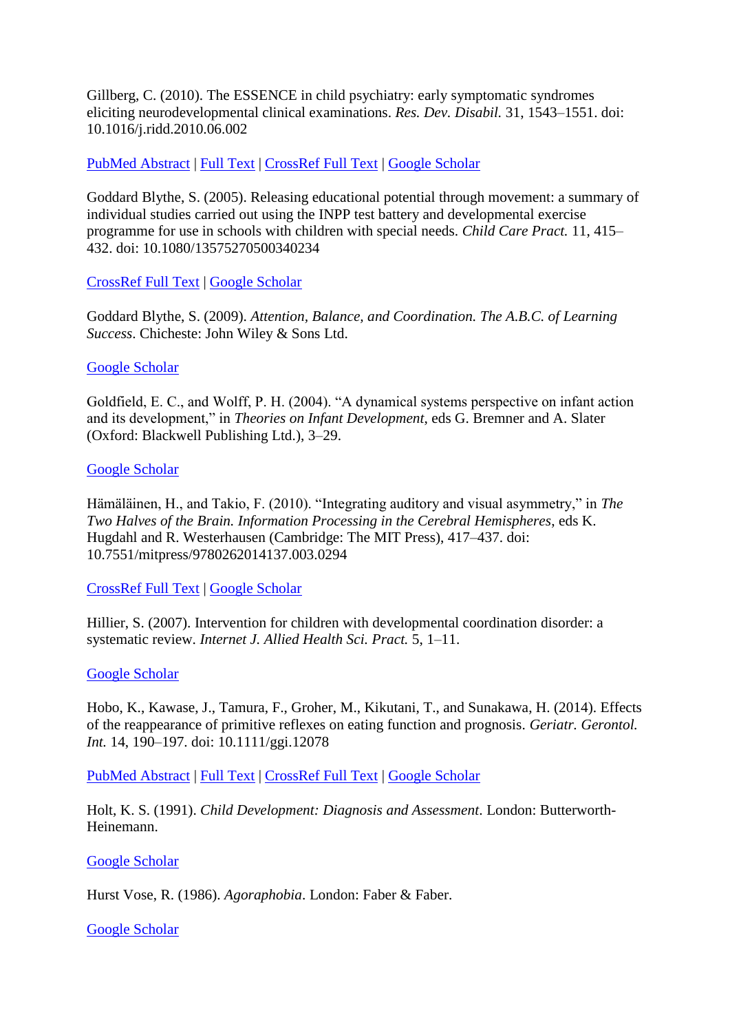Gillberg, C. (2010). The ESSENCE in child psychiatry: early symptomatic syndromes eliciting neurodevelopmental clinical examinations. *Res. Dev. Disabil.* 31, 1543–1551. doi: 10.1016/j.ridd.2010.06.002

PubMed Abstract | Full Text | CrossRef Full Text | Google Scholar

Goddard Blythe, S. (2005). Releasing educational potential through movement: a summary of individual studies carried out using the INPP test battery and developmental exercise programme for use in schools with children with special needs. *Child Care Pract.* 11, 415–432. doi: 10.1080/13575270500340234

CrossRef Full Text | Google Scholar

Goddard Blythe, S. (2009). *Attention, Balance, and Coordination. The A.B.C. of Learning Success*. Chicheste: John Wiley & Sons Ltd.

Google Scholar

Goldfield, E. C., and Wolff, P. H. (2004). "A dynamical systems perspective on infant action and its development," in *Theories on Infant Development*, eds G. Bremner and A. Slater (Oxford: Blackwell Publishing Ltd.), 3–29.

Google Scholar

Hämäläinen, H., and Takio, F. (2010). "Integrating auditory and visual asymmetry," in *The Two Halves of the Brain. Information Processing in the Cerebral Hemispheres*, eds K. Hugdahl and R. Westerhausen (Cambridge: The MIT Press), 417–437. doi: 10.7551/mitpress/9780262014137.003.0294

CrossRef Full Text | Google Scholar

Hillier, S. (2007). Intervention for children with developmental coordination disorder: a systematic review. *Internet J. Allied Health Sci. Pract.* 5, 1–11.

Google Scholar

Hobo, K., Kawase, J., Tamura, F., Groher, M., Kikutani, T., and Sunakawa, H. (2014). Effects of the reappearance of primitive reflexes on eating function and prognosis. *Geriatr. Gerontol. Int.* 14, 190–197. doi: 10.1111/ggi.12078

PubMed Abstract | Full Text | CrossRef Full Text | Google Scholar

Holt, K. S. (1991). *Child Development: Diagnosis and Assessment*. London: Butterworth-Heinemann.

Google Scholar

Hurst Vose, R. (1986). *Agoraphobia*. London: Faber & Faber.

Google Scholar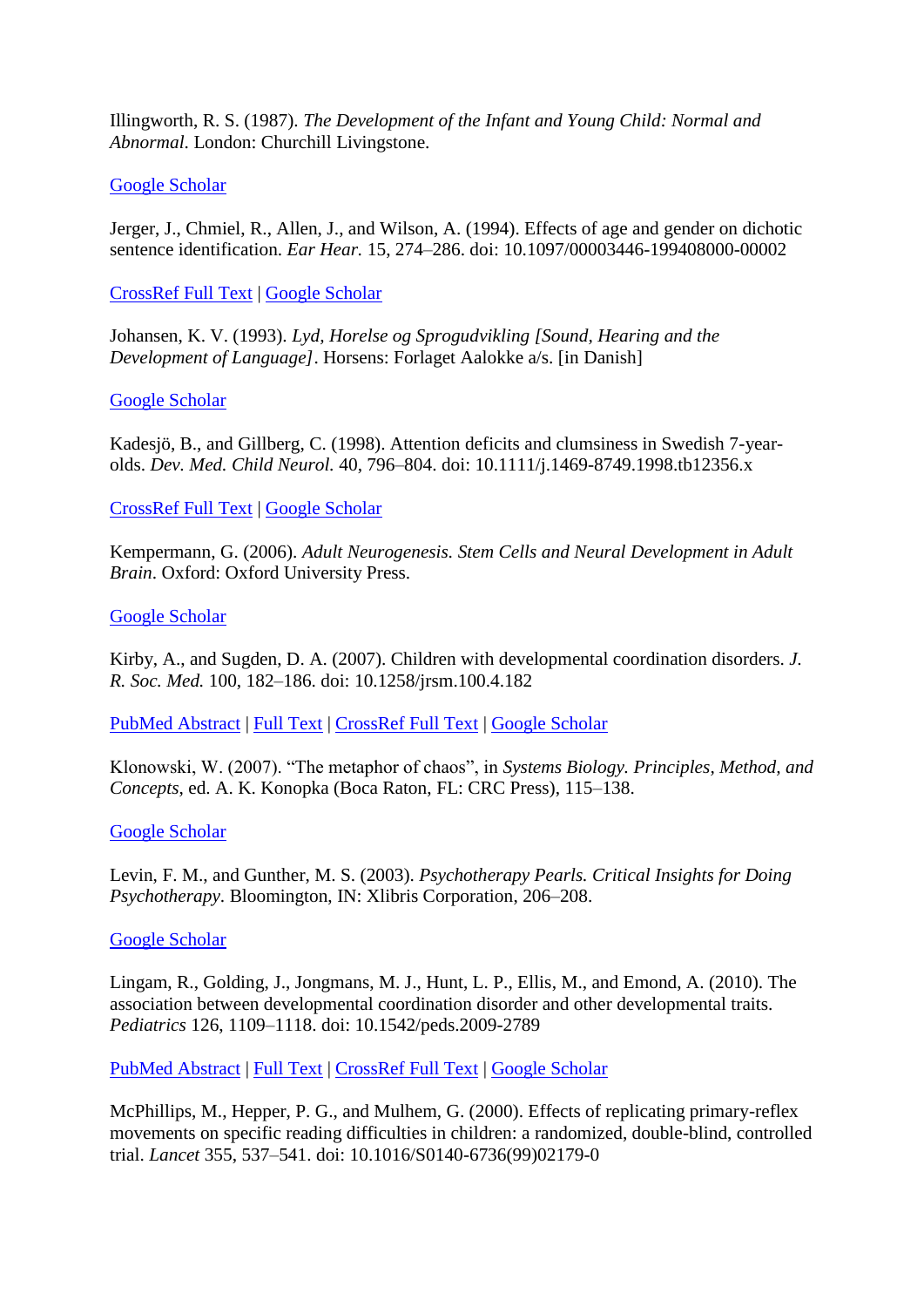Illingworth, R. S. (1987). *The Development of the Infant and Young Child: Normal and Abnormal*. London: Churchill Livingstone.

Google Scholar

Jerger, J., Chmiel, R., Allen, J., and Wilson, A. (1994). Effects of age and gender on dichotic sentence identification. *Ear Hear.* 15, 274–286. doi: 10.1097/00003446-199408000-00002

CrossRef Full Text | Google Scholar

Johansen, K. V. (1993). *Lyd, Horelse og Sprogudvikling [Sound, Hearing and the Development of Language]*. Horsens: Forlaget Aalokke a/s. [in Danish]

Google Scholar

Kadesjö, B., and Gillberg, C. (1998). Attention deficits and clumsiness in Swedish 7-year-olds. *Dev. Med. Child Neurol.* 40, 796–804. doi: 10.1111/j.1469-8749.1998.tb12356.x

CrossRef Full Text | Google Scholar

Kempermann, G. (2006). *Adult Neurogenesis. Stem Cells and Neural Development in Adult Brain*. Oxford: Oxford University Press.

Google Scholar

Kirby, A., and Sugden, D. A. (2007). Children with developmental coordination disorders. *J. R. Soc. Med.* 100, 182–186. doi: 10.1258/jrsm.100.4.182

PubMed Abstract | Full Text | CrossRef Full Text | Google Scholar

Klonowski, W. (2007). "The metaphor of chaos", in *Systems Biology. Principles, Method, and Concepts*, ed. A. K. Konopka (Boca Raton, FL: CRC Press), 115–138.

Google Scholar

Levin, F. M., and Gunther, M. S. (2003). *Psychotherapy Pearls. Critical Insights for Doing Psychotherapy*. Bloomington, IN: Xlibris Corporation, 206–208.

Google Scholar

Lingam, R., Golding, J., Jongmans, M. J., Hunt, L. P., Ellis, M., and Emond, A. (2010). The association between developmental coordination disorder and other developmental traits. *Pediatrics* 126, 1109–1118. doi: 10.1542/peds.2009-2789

PubMed Abstract | Full Text | CrossRef Full Text | Google Scholar

McPhillips, M., Hepper, P. G., and Mulhem, G. (2000). Effects of replicating primary-reflex movements on specific reading difficulties in children: a randomized, double-blind, controlled trial. *Lancet* 355, 537–541. doi: 10.1016/S0140-6736(99)02179-0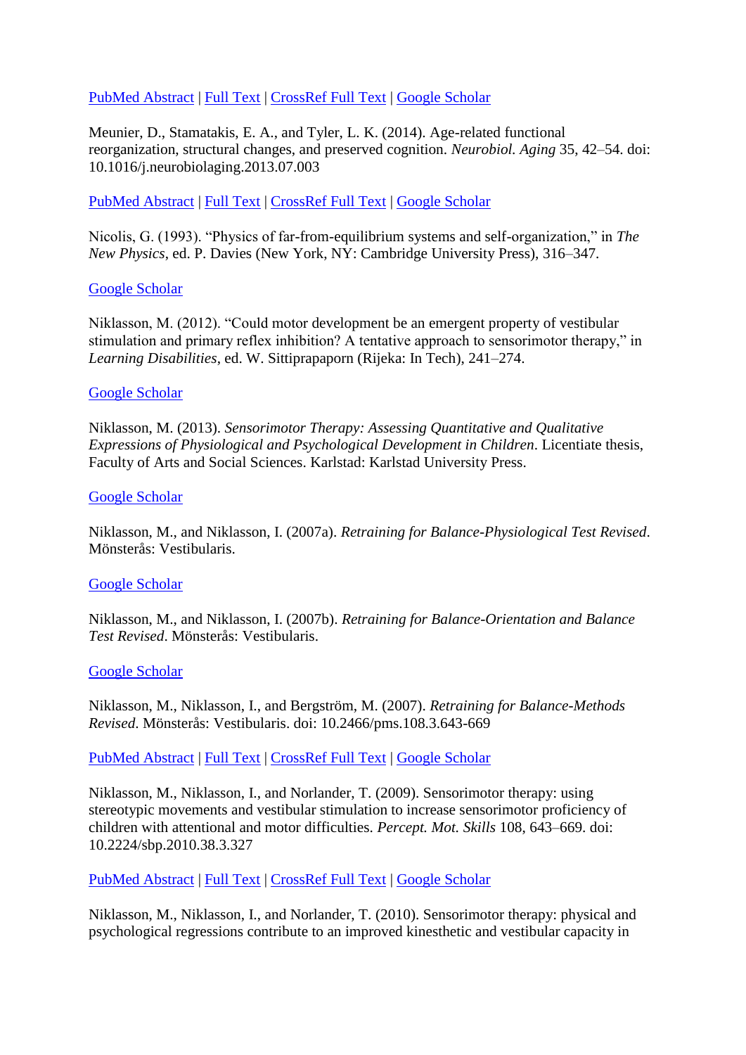PubMed Abstract | Full Text | CrossRef Full Text | Google Scholar

Meunier, D., Stamatakis, E. A., and Tyler, L. K. (2014). Age-related functional reorganization, structural changes, and preserved cognition. *Neurobiol. Aging* 35, 42–54. doi: 10.1016/j.neurobiolaging.2013.07.003

PubMed Abstract | Full Text | CrossRef Full Text | Google Scholar

Nicolis, G. (1993). "Physics of far-from-equilibrium systems and self-organization," in *The New Physics*, ed. P. Davies (New York, NY: Cambridge University Press), 316–347.

Google Scholar

Niklasson, M. (2012). "Could motor development be an emergent property of vestibular stimulation and primary reflex inhibition? A tentative approach to sensorimotor therapy," in *Learning Disabilities*, ed. W. Sittiprapaporn (Rijeka: In Tech), 241–274.

Google Scholar

Niklasson, M. (2013). *Sensorimotor Therapy: Assessing Quantitative and Qualitative Expressions of Physiological and Psychological Development in Children*. Licentiate thesis, Faculty of Arts and Social Sciences. Karlstad: Karlstad University Press.

Google Scholar

Niklasson, M., and Niklasson, I. (2007a). *Retraining for Balance-Physiological Test Revised*. Mönsterås: Vestibularis.

Google Scholar

Niklasson, M., and Niklasson, I. (2007b). *Retraining for Balance-Orientation and Balance Test Revised*. Mönsterås: Vestibularis.

Google Scholar

Niklasson, M., Niklasson, I., and Bergström, M. (2007). *Retraining for Balance-Methods Revised*. Mönsterås: Vestibularis. doi: 10.2466/pms.108.3.643-669

PubMed Abstract | Full Text | CrossRef Full Text | Google Scholar

Niklasson, M., Niklasson, I., and Norlander, T. (2009). Sensorimotor therapy: using stereotypic movements and vestibular stimulation to increase sensorimotor proficiency of children with attentional and motor difficulties. *Percept. Mot. Skills* 108, 643–669. doi: 10.2224/sbp.2010.38.3.327

PubMed Abstract | Full Text | CrossRef Full Text | Google Scholar

Niklasson, M., Niklasson, I., and Norlander, T. (2010). Sensorimotor therapy: physical and psychological regressions contribute to an improved kinesthetic and vestibular capacity in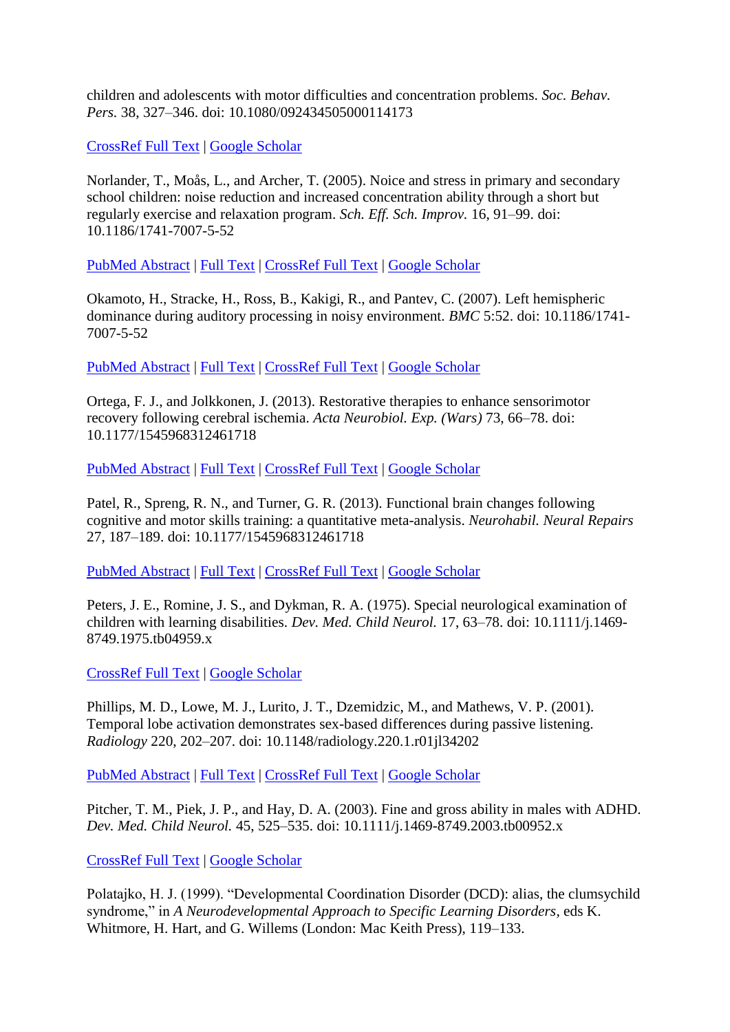children and adolescents with motor difficulties and concentration problems. *Soc. Behav. Pers.* 38, 327–346. doi: 10.1080/092434505000114173

CrossRef Full Text | Google Scholar

Norlander, T., Moås, L., and Archer, T. (2005). Noice and stress in primary and secondary school children: noise reduction and increased concentration ability through a short but regularly exercise and relaxation program. *Sch. Eff. Sch. Improv.* 16, 91–99. doi: 10.1186/1741-7007-5-52

PubMed Abstract | Full Text | CrossRef Full Text | Google Scholar

Okamoto, H., Stracke, H., Ross, B., Kakigi, R., and Pantev, C. (2007). Left hemispheric dominance during auditory processing in noisy environment. *BMC* 5:52. doi: 10.1186/1741-7007-5-52

PubMed Abstract | Full Text | CrossRef Full Text | Google Scholar

Ortega, F. J., and Jolkkonen, J. (2013). Restorative therapies to enhance sensorimotor recovery following cerebral ischemia. *Acta Neurobiol. Exp. (Wars)* 73, 66–78. doi: 10.1177/1545968312461718

PubMed Abstract | Full Text | CrossRef Full Text | Google Scholar

Patel, R., Spreng, R. N., and Turner, G. R. (2013). Functional brain changes following cognitive and motor skills training: a quantitative meta-analysis. *Neurohabil. Neural Repairs* 27, 187–189. doi: 10.1177/1545968312461718

PubMed Abstract | Full Text | CrossRef Full Text | Google Scholar

Peters, J. E., Romine, J. S., and Dykman, R. A. (1975). Special neurological examination of children with learning disabilities. *Dev. Med. Child Neurol.* 17, 63–78. doi: 10.1111/j.1469-8749.1975.tb04959.x

CrossRef Full Text | Google Scholar

Phillips, M. D., Lowe, M. J., Lurito, J. T., Dzemidzic, M., and Mathews, V. P. (2001). Temporal lobe activation demonstrates sex-based differences during passive listening. *Radiology* 220, 202–207. doi: 10.1148/radiology.220.1.r01jl34202

PubMed Abstract | Full Text | CrossRef Full Text | Google Scholar

Pitcher, T. M., Piek, J. P., and Hay, D. A. (2003). Fine and gross ability in males with ADHD. *Dev. Med. Child Neurol.* 45, 525–535. doi: 10.1111/j.1469-8749.2003.tb00952.x

CrossRef Full Text | Google Scholar

Polatajko, H. J. (1999). "Developmental Coordination Disorder (DCD): alias, the clumsychild syndrome," in *A Neurodevelopmental Approach to Specific Learning Disorders*, eds K. Whitmore, H. Hart, and G. Willems (London: Mac Keith Press), 119–133.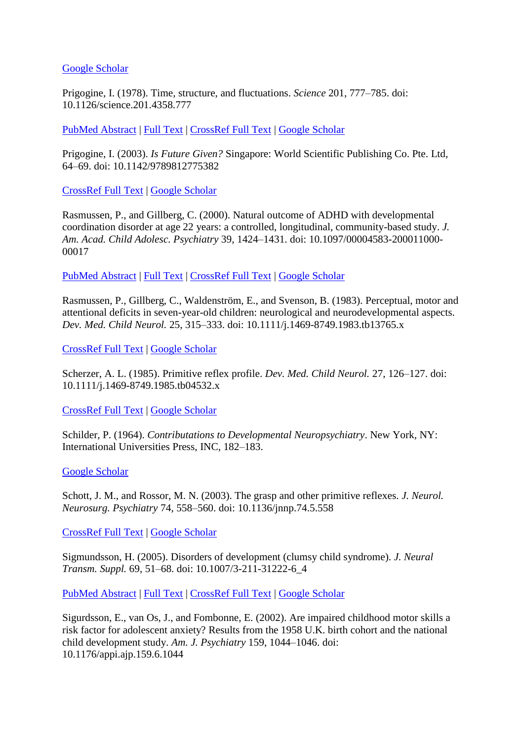Google Scholar

Prigogine, I. (1978). Time, structure, and fluctuations. *Science* 201, 777–785. doi: 10.1126/science.201.4358.777

PubMed Abstract | Full Text | CrossRef Full Text | Google Scholar

Prigogine, I. (2003). *Is Future Given?* Singapore: World Scientific Publishing Co. Pte. Ltd, 64–69. doi: 10.1142/9789812775382

CrossRef Full Text | Google Scholar

Rasmussen, P., and Gillberg, C. (2000). Natural outcome of ADHD with developmental coordination disorder at age 22 years: a controlled, longitudinal, community-based study. *J. Am. Acad. Child Adolesc. Psychiatry* 39, 1424–1431. doi: 10.1097/00004583-200011000-00017

PubMed Abstract | Full Text | CrossRef Full Text | Google Scholar

Rasmussen, P., Gillberg, C., Waldenström, E., and Svenson, B. (1983). Perceptual, motor and attentional deficits in seven-year-old children: neurological and neurodevelopmental aspects. *Dev. Med. Child Neurol.* 25, 315–333. doi: 10.1111/j.1469-8749.1983.tb13765.x

CrossRef Full Text | Google Scholar

Scherzer, A. L. (1985). Primitive reflex profile. *Dev. Med. Child Neurol.* 27, 126–127. doi: 10.1111/j.1469-8749.1985.tb04532.x

CrossRef Full Text | Google Scholar

Schilder, P. (1964). *Contributations to Developmental Neuropsychiatry*. New York, NY: International Universities Press, INC, 182–183.

Google Scholar

Schott, J. M., and Rossor, M. N. (2003). The grasp and other primitive reflexes. *J. Neurol. Neurosurg. Psychiatry* 74, 558–560. doi: 10.1136/jnnp.74.5.558

CrossRef Full Text | Google Scholar

Sigmundsson, H. (2005). Disorders of development (clumsy child syndrome). *J. Neural Transm. Suppl.* 69, 51–68. doi: 10.1007/3-211-31222-6_4

PubMed Abstract | Full Text | CrossRef Full Text | Google Scholar

Sigurdsson, E., van Os, J., and Fombonne, E. (2002). Are impaired childhood motor skills a risk factor for adolescent anxiety? Results from the 1958 U.K. birth cohort and the national child development study. *Am. J. Psychiatry* 159, 1044–1046. doi: 10.1176/appi.ajp.159.6.1044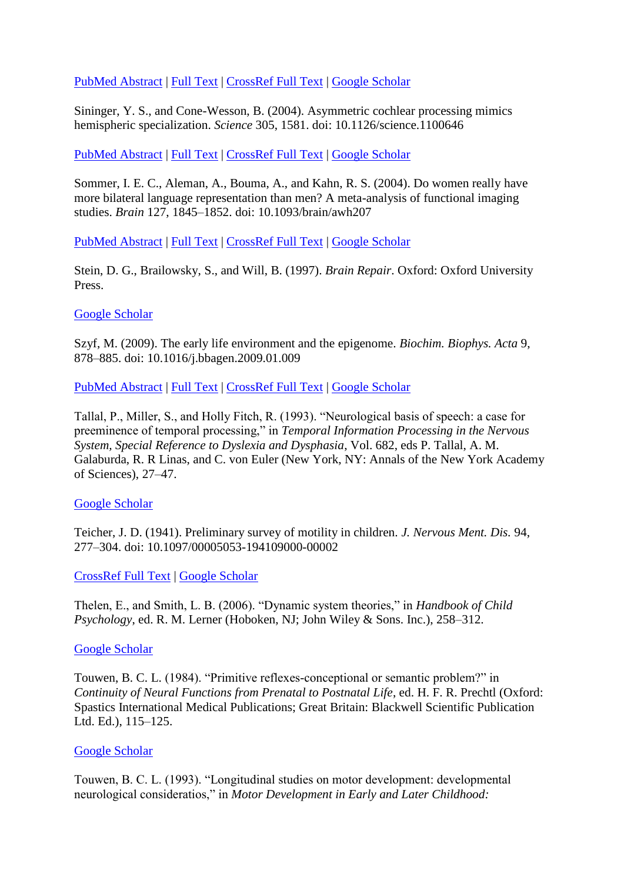PubMed Abstract | Full Text | CrossRef Full Text | Google Scholar

Sininger, Y. S., and Cone-Wesson, B. (2004). Asymmetric cochlear processing mimics hemispheric specialization. *Science* 305, 1581. doi: 10.1126/science.1100646

PubMed Abstract | Full Text | CrossRef Full Text | Google Scholar

Sommer, I. E. C., Aleman, A., Bouma, A., and Kahn, R. S. (2004). Do women really have more bilateral language representation than men? A meta-analysis of functional imaging studies. *Brain* 127, 1845–1852. doi: 10.1093/brain/awh207

PubMed Abstract | Full Text | CrossRef Full Text | Google Scholar

Stein, D. G., Brailowsky, S., and Will, B. (1997). *Brain Repair*. Oxford: Oxford University Press.

Google Scholar

Szyf, M. (2009). The early life environment and the epigenome. *Biochim. Biophys. Acta* 9, 878–885. doi: 10.1016/j.bbagen.2009.01.009

PubMed Abstract | Full Text | CrossRef Full Text | Google Scholar

Tallal, P., Miller, S., and Holly Fitch, R. (1993). "Neurological basis of speech: a case for preeminence of temporal processing," in *Temporal Information Processing in the Nervous System, Special Reference to Dyslexia and Dysphasia*, Vol. 682, eds P. Tallal, A. M. Galaburda, R. R Linas, and C. von Euler (New York, NY: Annals of the New York Academy of Sciences), 27–47.

Google Scholar

Teicher, J. D. (1941). Preliminary survey of motility in children. *J. Nervous Ment. Dis.* 94, 277–304. doi: 10.1097/00005053-194109000-00002

CrossRef Full Text | Google Scholar

Thelen, E., and Smith, L. B. (2006). "Dynamic system theories," in *Handbook of Child Psychology*, ed. R. M. Lerner (Hoboken, NJ; John Wiley & Sons. Inc.), 258–312.

Google Scholar

Touwen, B. C. L. (1984). "Primitive reflexes-conceptional or semantic problem?" in *Continuity of Neural Functions from Prenatal to Postnatal Life*, ed. H. F. R. Prechtl (Oxford: Spastics International Medical Publications; Great Britain: Blackwell Scientific Publication Ltd. Ed.), 115–125.

Google Scholar

Touwen, B. C. L. (1993). "Longitudinal studies on motor development: developmental neurological consideratios," in *Motor Development in Early and Later Childhood:*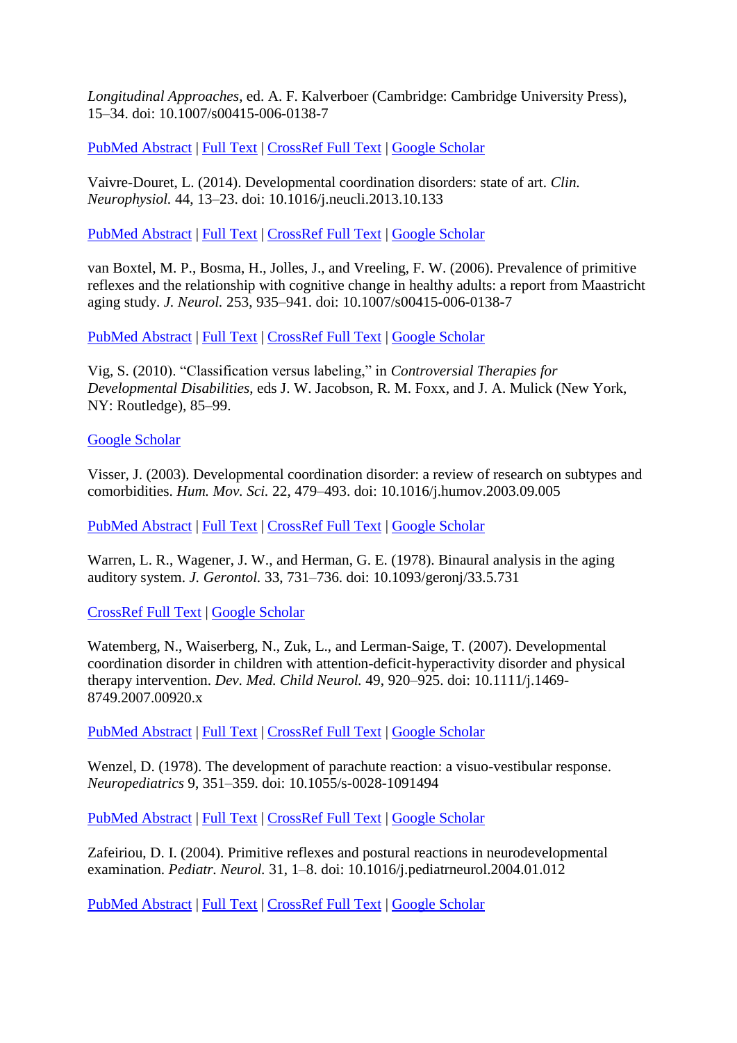*Longitudinal Approaches*, ed. A. F. Kalverboer (Cambridge: Cambridge University Press), 15–34. doi: 10.1007/s00415-006-0138-7

PubMed Abstract | Full Text | CrossRef Full Text | Google Scholar

Vaivre-Douret, L. (2014). Developmental coordination disorders: state of art. *Clin. Neurophysiol.* 44, 13–23. doi: 10.1016/j.neucli.2013.10.133

PubMed Abstract | Full Text | CrossRef Full Text | Google Scholar

van Boxtel, M. P., Bosma, H., Jolles, J., and Vreeling, F. W. (2006). Prevalence of primitive reflexes and the relationship with cognitive change in healthy adults: a report from Maastricht aging study. *J. Neurol.* 253, 935–941. doi: 10.1007/s00415-006-0138-7

PubMed Abstract | Full Text | CrossRef Full Text | Google Scholar

Vig, S. (2010). "Classification versus labeling," in *Controversial Therapies for Developmental Disabilities*, eds J. W. Jacobson, R. M. Foxx, and J. A. Mulick (New York, NY: Routledge), 85–99.

Google Scholar

Visser, J. (2003). Developmental coordination disorder: a review of research on subtypes and comorbidities. *Hum. Mov. Sci.* 22, 479–493. doi: 10.1016/j.humov.2003.09.005

PubMed Abstract | Full Text | CrossRef Full Text | Google Scholar

Warren, L. R., Wagener, J. W., and Herman, G. E. (1978). Binaural analysis in the aging auditory system. *J. Gerontol.* 33, 731–736. doi: 10.1093/geronj/33.5.731

CrossRef Full Text | Google Scholar

Watemberg, N., Waiserberg, N., Zuk, L., and Lerman-Saige, T. (2007). Developmental coordination disorder in children with attention-deficit-hyperactivity disorder and physical therapy intervention. *Dev. Med. Child Neurol.* 49, 920–925. doi: 10.1111/j.1469-8749.2007.00920.x

PubMed Abstract | Full Text | CrossRef Full Text | Google Scholar

Wenzel, D. (1978). The development of parachute reaction: a visuo-vestibular response. *Neuropediatrics* 9, 351–359. doi: 10.1055/s-0028-1091494

PubMed Abstract | Full Text | CrossRef Full Text | Google Scholar

Zafeiriou, D. I. (2004). Primitive reflexes and postural reactions in neurodevelopmental examination. *Pediatr. Neurol.* 31, 1–8. doi: 10.1016/j.pediatrneurol.2004.01.012

PubMed Abstract | Full Text | CrossRef Full Text | Google Scholar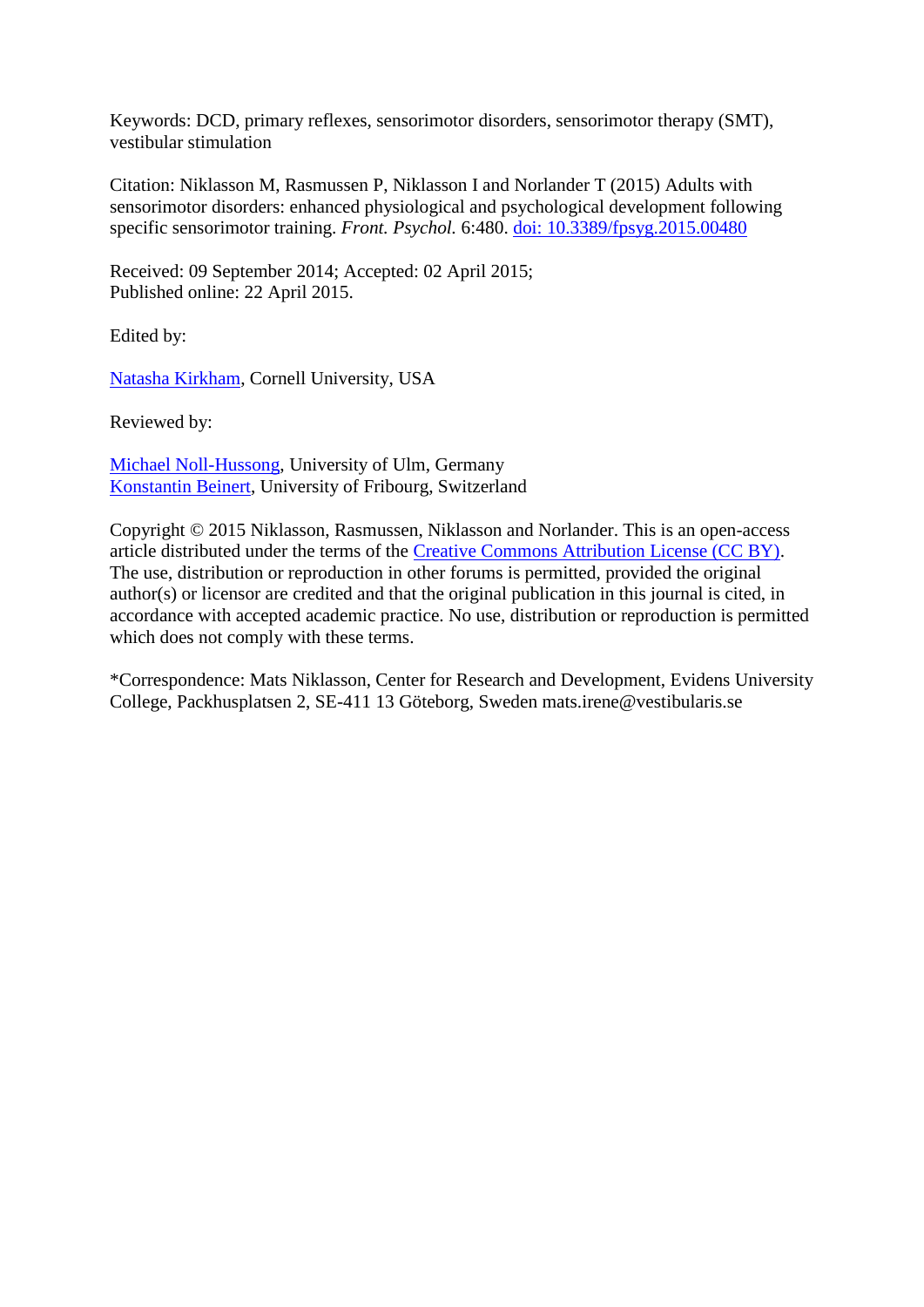Keywords: DCD, primary reflexes, sensorimotor disorders, sensorimotor therapy (SMT), vestibular stimulation

Citation: Niklasson M, Rasmussen P, Niklasson I and Norlander T (2015) Adults with sensorimotor disorders: enhanced physiological and psychological development following specific sensorimotor training. *Front. Psychol.* 6:480. [doi: 10.3389/fpsyg.2015.00480](https://doi.org/10.3389/fpsyg.2015.00480)

Received: 09 September 2014; Accepted: 02 April 2015;
Published online: 22 April 2015.

Edited by:

[Natasha Kirkham](#), Cornell University, USA

Reviewed by:

[Michael Noll-Hussong](#), University of Ulm, Germany
[Konstantin Beinert](#), University of Fribourg, Switzerland

Copyright © 2015 Niklasson, Rasmussen, Niklasson and Norlander. This is an open-access article distributed under the terms of the [Creative Commons Attribution License (CC BY)](http://creativecommons.org/licenses/by/4.0/). The use, distribution or reproduction in other forums is permitted, provided the original author(s) or licensor are credited and that the original publication in this journal is cited, in accordance with accepted academic practice. No use, distribution or reproduction is permitted which does not comply with these terms.

*Correspondence: Mats Niklasson, Center for Research and Development, Evidens University College, Packhusplatsen 2, SE-411 13 Göteborg, Sweden mats.irene@vestibularis.se